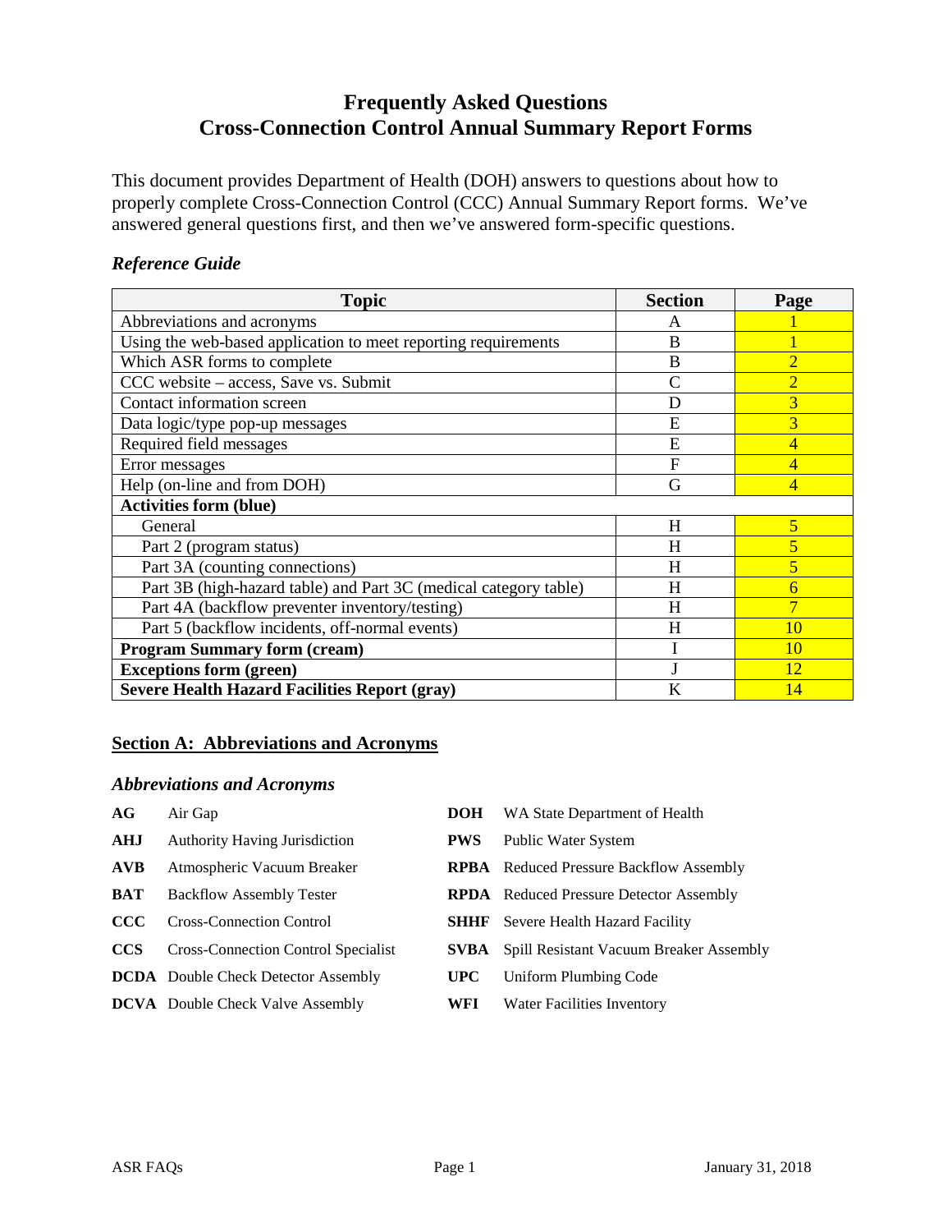# Frequently Asked Questions
# Cross-Connection Control Annual Summary Report Forms

This document provides Department of Health (DOH) answers to questions about how to properly complete Cross-Connection Control (CCC) Annual Summary Report forms. We've answered general questions first, and then we've answered form-specific questions.

### *Reference Guide*

| Topic | Section | Page |
|---|---|---|
| Abbreviations and acronyms | A | 1 |
| Using the web-based application to meet reporting requirements | B | 1 |
| Which ASR forms to complete | B | 2 |
| CCC website – access, Save vs. Submit | C | 2 |
| Contact information screen | D | 3 |
| Data logic/type pop-up messages | E | 3 |
| Required field messages | E | 4 |
| Error messages | F | 4 |
| Help (on-line and from DOH) | G | 4 |
| **Activities form (blue)** | | |
| General | H | 5 |
| Part 2 (program status) | H | 5 |
| Part 3A (counting connections) | H | 5 |
| Part 3B (high-hazard table) and Part 3C (medical category table) | H | 6 |
| Part 4A (backflow preventer inventory/testing) | H | 7 |
| Part 5 (backflow incidents, off-normal events) | H | 10 |
| **Program Summary form (cream)** | I | 10 |
| **Exceptions form (green)** | J | 12 |
| **Severe Health Hazard Facilities Report (gray)** | K | 14 |

## Section A: Abbreviations and Acronyms

### *Abbreviations and Acronyms*

- **AG** Air Gap
- **AHJ** Authority Having Jurisdiction
- **AVB** Atmospheric Vacuum Breaker
- **BAT** Backflow Assembly Tester
- **CCC** Cross-Connection Control
- **CCS** Cross-Connection Control Specialist
- **DCDA** Double Check Detector Assembly
- **DCVA** Double Check Valve Assembly
- **DOH** WA State Department of Health
- **PWS** Public Water System
- **RPBA** Reduced Pressure Backflow Assembly
- **RPDA** Reduced Pressure Detector Assembly
- **SHHF** Severe Health Hazard Facility
- **SVBA** Spill Resistant Vacuum Breaker Assembly
- **UPC** Uniform Plumbing Code
- **WFI** Water Facilities Inventory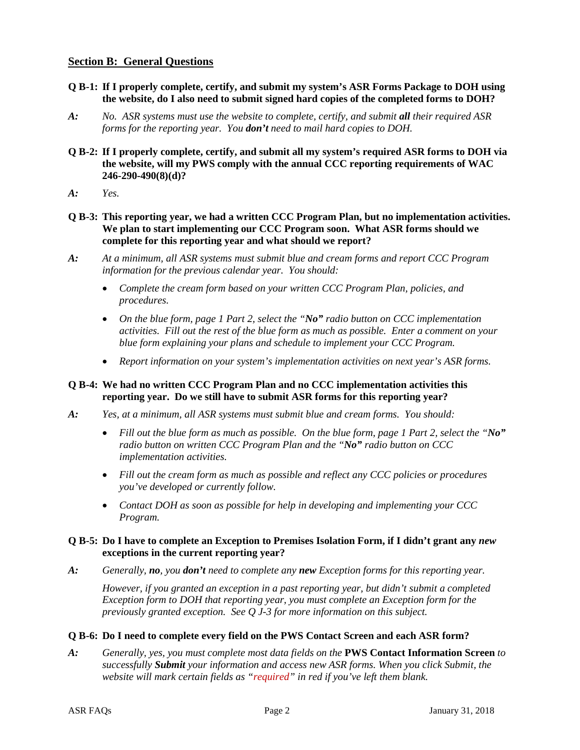## Section B: General Questions

**Q B-1: If I properly complete, certify, and submit my system's ASR Forms Package to DOH using the website, do I also need to submit signed hard copies of the completed forms to DOH?**

***A:*** *No. ASR systems must use the website to complete, certify, and submit **all** their required ASR forms for the reporting year. You **don't** need to mail hard copies to DOH.*

**Q B-2: If I properly complete, certify, and submit all my system's required ASR forms to DOH via the website, will my PWS comply with the annual CCC reporting requirements of WAC 246-290-490(8)(d)?**

***A:*** *Yes.*

**Q B-3: This reporting year, we had a written CCC Program Plan, but no implementation activities. We plan to start implementing our CCC Program soon. What ASR forms should we complete for this reporting year and what should we report?**

***A:*** *At a minimum, all ASR systems must submit blue and cream forms and report CCC Program information for the previous calendar year. You should:*

- *Complete the cream form based on your written CCC Program Plan, policies, and procedures.*
- *On the blue form, page 1 Part 2, select the "**No**" radio button on CCC implementation activities. Fill out the rest of the blue form as much as possible. Enter a comment on your blue form explaining your plans and schedule to implement your CCC Program.*
- *Report information on your system's implementation activities on next year's ASR forms.*

**Q B-4: We had no written CCC Program Plan and no CCC implementation activities this reporting year. Do we still have to submit ASR forms for this reporting year?**

***A:*** *Yes, at a minimum, all ASR systems must submit blue and cream forms. You should:*

- *Fill out the blue form as much as possible. On the blue form, page 1 Part 2, select the "**No**" radio button on written CCC Program Plan and the "**No**" radio button on CCC implementation activities.*
- *Fill out the cream form as much as possible and reflect any CCC policies or procedures you've developed or currently follow.*
- *Contact DOH as soon as possible for help in developing and implementing your CCC Program.*

**Q B-5: Do I have to complete an Exception to Premises Isolation Form, if I didn't grant any *new* exceptions in the current reporting year?**

***A:*** *Generally, **no**, you **don't** need to complete any **new** Exception forms for this reporting year.*

*However, if you granted an exception in a past reporting year, but didn't submit a completed Exception form to DOH that reporting year, you must complete an Exception form for the previously granted exception. See Q J-3 for more information on this subject.*

**Q B-6: Do I need to complete every field on the PWS Contact Screen and each ASR form?**

***A:*** *Generally, yes, you must complete most data fields on the* **PWS Contact Information Screen** *to successfully **Submit** your information and access new ASR forms. When you click Submit, the website will mark certain fields as "required" in red if you've left them blank.*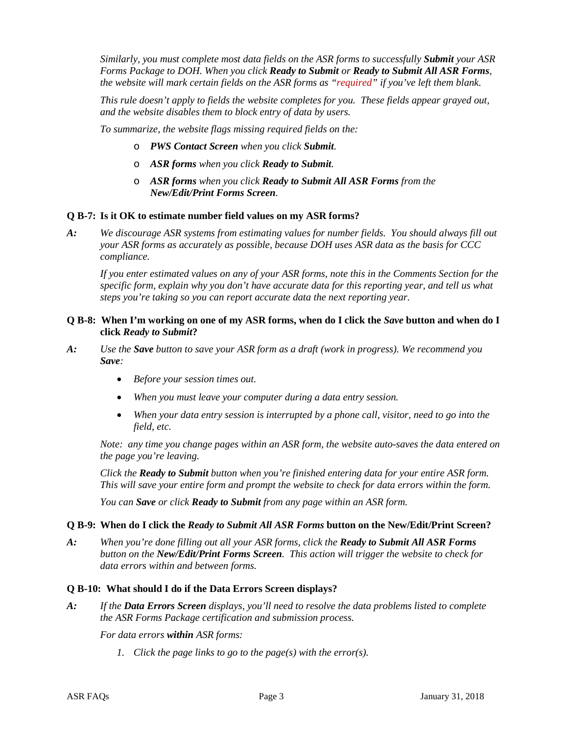*Similarly, you must complete most data fields on the ASR forms to successfully **Submit** your ASR Forms Package to DOH. When you click **Ready to Submit** or **Ready to Submit All ASR Forms**, the website will mark certain fields on the ASR forms as "required" if you've left them blank.*

*This rule doesn't apply to fields the website completes for you. These fields appear grayed out, and the website disables them to block entry of data by users.*

*To summarize, the website flags missing required fields on the:*

- ***PWS Contact Screen** when you click **Submit**.*
- ***ASR forms** when you click **Ready to Submit**.*
- ***ASR forms** when you click **Ready to Submit All ASR Forms** from the **New/Edit/Print Forms Screen**.*

**Q B-7: Is it OK to estimate number field values on my ASR forms?**

***A:*** *We discourage ASR systems from estimating values for number fields. You should always fill out your ASR forms as accurately as possible, because DOH uses ASR data as the basis for CCC compliance.*

*If you enter estimated values on any of your ASR forms, note this in the Comments Section for the specific form, explain why you don't have accurate data for this reporting year, and tell us what steps you're taking so you can report accurate data the next reporting year.*

**Q B-8: When I'm working on one of my ASR forms, when do I click the *Save* button and when do I click *Ready to Submit*?**

***A:*** *Use the **Save** button to save your ASR form as a draft (work in progress). We recommend you **Save**:*

- *Before your session times out.*
- *When you must leave your computer during a data entry session.*
- *When your data entry session is interrupted by a phone call, visitor, need to go into the field, etc.*

*Note: any time you change pages within an ASR form, the website auto-saves the data entered on the page you're leaving.*

*Click the **Ready to Submit** button when you're finished entering data for your entire ASR form. This will save your entire form and prompt the website to check for data errors within the form.*

*You can **Save** or click **Ready to Submit** from any page within an ASR form.*

**Q B-9: When do I click the *Ready to Submit All ASR Forms* button on the New/Edit/Print Screen?**

***A:*** *When you're done filling out all your ASR forms, click the **Ready to Submit All ASR Forms** button on the **New/Edit/Print Forms Screen**. This action will trigger the website to check for data errors within and between forms.*

**Q B-10: What should I do if the Data Errors Screen displays?**

***A:*** *If the **Data Errors Screen** displays, you'll need to resolve the data problems listed to complete the ASR Forms Package certification and submission process.*

*For data errors **within** ASR forms:*

1. *Click the page links to go to the page(s) with the error(s).*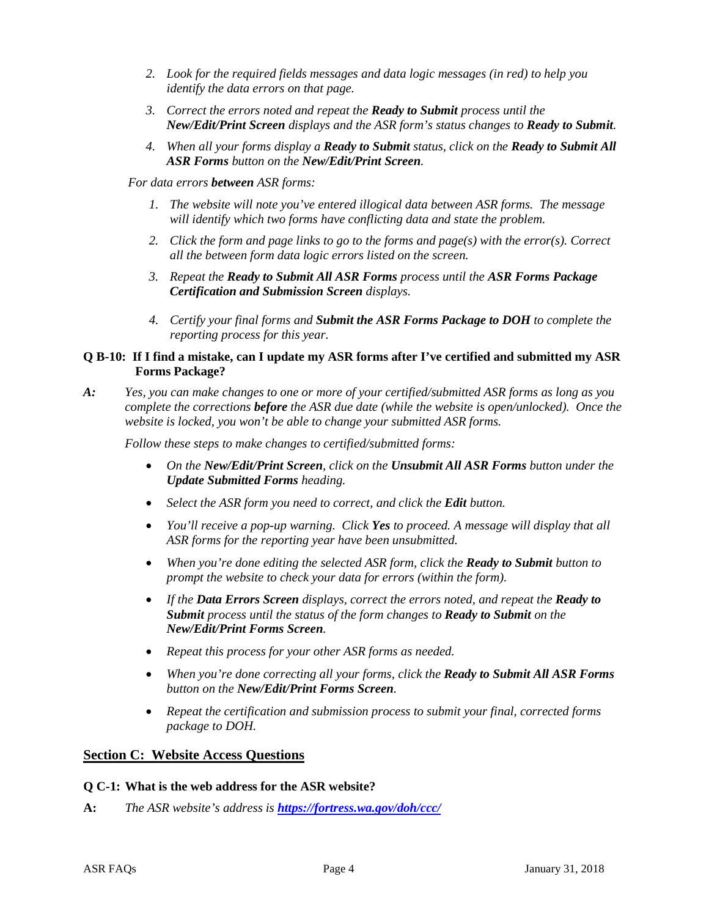2. *Look for the required fields messages and data logic messages (in red) to help you identify the data errors on that page.*
3. *Correct the errors noted and repeat the **Ready to Submit** process until the **New/Edit/Print Screen** displays and the ASR form's status changes to **Ready to Submit**.*
4. *When all your forms display a **Ready to Submit** status, click on the **Ready to Submit All ASR Forms** button on the **New/Edit/Print Screen**.*

*For data errors **between** ASR forms:*

1. *The website will note you've entered illogical data between ASR forms. The message will identify which two forms have conflicting data and state the problem.*
2. *Click the form and page links to go to the forms and page(s) with the error(s). Correct all the between form data logic errors listed on the screen.*
3. *Repeat the **Ready to Submit All ASR Forms** process until the **ASR Forms Package Certification and Submission Screen** displays.*
4. *Certify your final forms and **Submit the ASR Forms Package to DOH** to complete the reporting process for this year.*

**Q B-10: If I find a mistake, can I update my ASR forms after I've certified and submitted my ASR Forms Package?**

***A:*** *Yes, you can make changes to one or more of your certified/submitted ASR forms as long as you complete the corrections **before** the ASR due date (while the website is open/unlocked). Once the website is locked, you won't be able to change your submitted ASR forms.*

*Follow these steps to make changes to certified/submitted forms:*

- *On the **New/Edit/Print Screen**, click on the **Unsubmit All ASR Forms** button under the **Update Submitted Forms** heading.*
- *Select the ASR form you need to correct, and click the **Edit** button.*
- *You'll receive a pop-up warning. Click **Yes** to proceed. A message will display that all ASR forms for the reporting year have been unsubmitted.*
- *When you're done editing the selected ASR form, click the **Ready to Submit** button to prompt the website to check your data for errors (within the form).*
- *If the **Data Errors Screen** displays, correct the errors noted, and repeat the **Ready to Submit** process until the status of the form changes to **Ready to Submit** on the **New/Edit/Print Forms Screen**.*
- *Repeat this process for your other ASR forms as needed.*
- *When you're done correcting all your forms, click the **Ready to Submit All ASR Forms** button on the **New/Edit/Print Forms Screen**.*
- *Repeat the certification and submission process to submit your final, corrected forms package to DOH.*

## Section C: Website Access Questions

**Q C-1: What is the web address for the ASR website?**

**A:** *The ASR website's address is **https://fortress.wa.gov/doh/ccc/***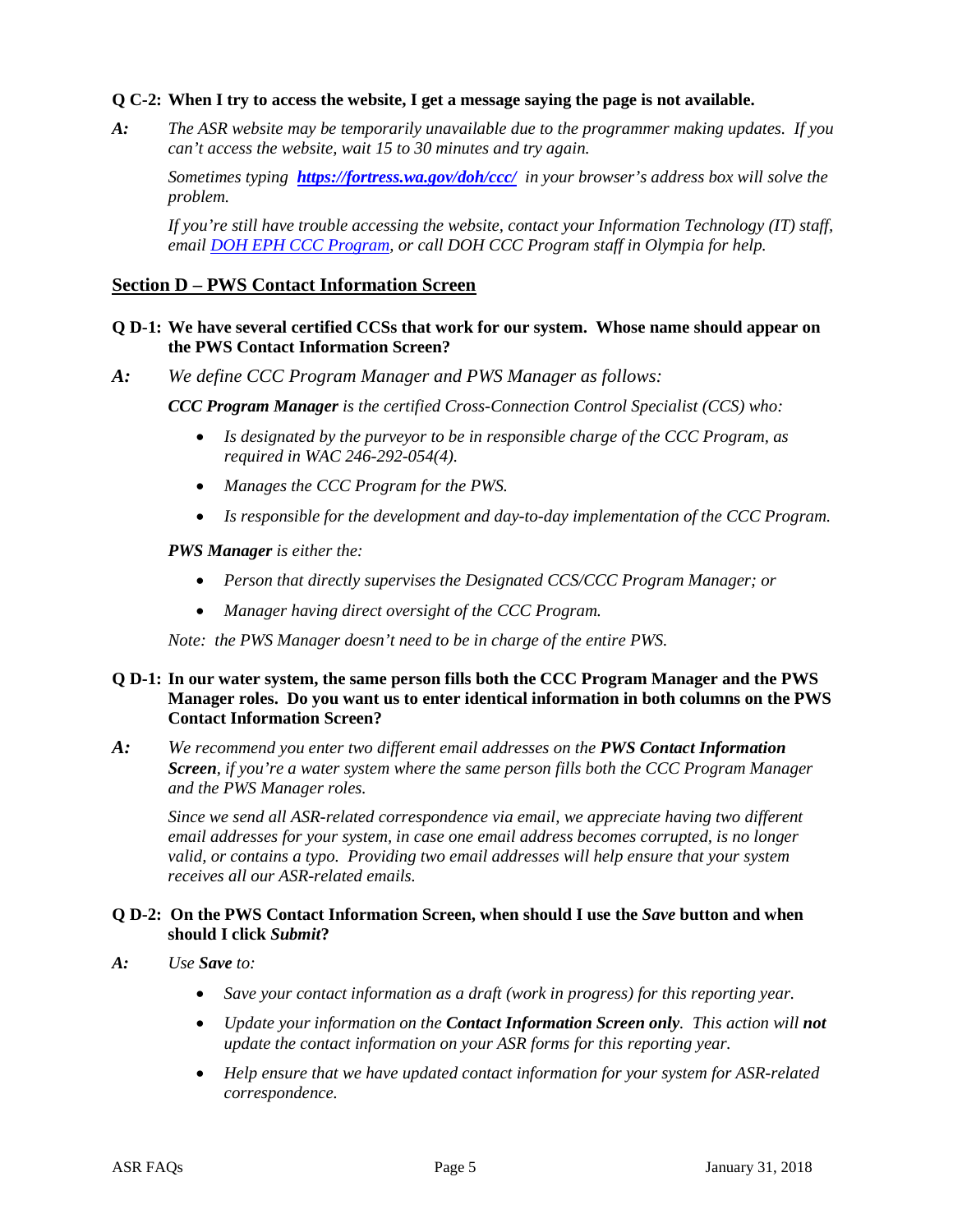**Q C-2: When I try to access the website, I get a message saying the page is not available.**

**A:** *The ASR website may be temporarily unavailable due to the programmer making updates. If you can't access the website, wait 15 to 30 minutes and try again.*

*Sometimes typing* ***https://fortress.wa.gov/doh/ccc/*** *in your browser's address box will solve the problem.*

*If you're still have trouble accessing the website, contact your Information Technology (IT) staff, email DOH EPH CCC Program, or call DOH CCC Program staff in Olympia for help.*

## Section D – PWS Contact Information Screen

**Q D-1: We have several certified CCSs that work for our system. Whose name should appear on the PWS Contact Information Screen?**

**A:** *We define CCC Program Manager and PWS Manager as follows:*

***CCC Program Manager*** *is the certified Cross-Connection Control Specialist (CCS) who:*

- *Is designated by the purveyor to be in responsible charge of the CCC Program, as required in WAC 246-292-054(4).*
- *Manages the CCC Program for the PWS.*
- *Is responsible for the development and day-to-day implementation of the CCC Program.*

***PWS Manager*** *is either the:*

- *Person that directly supervises the Designated CCS/CCC Program Manager; or*
- *Manager having direct oversight of the CCC Program.*

*Note: the PWS Manager doesn't need to be in charge of the entire PWS.*

**Q D-1: In our water system, the same person fills both the CCC Program Manager and the PWS Manager roles. Do you want us to enter identical information in both columns on the PWS Contact Information Screen?**

**A:** *We recommend you enter two different email addresses on the* ***PWS Contact Information Screen****, if you're a water system where the same person fills both the CCC Program Manager and the PWS Manager roles.*

*Since we send all ASR-related correspondence via email, we appreciate having two different email addresses for your system, in case one email address becomes corrupted, is no longer valid, or contains a typo. Providing two email addresses will help ensure that your system receives all our ASR-related emails.*

**Q D-2: On the PWS Contact Information Screen, when should I use the *Save* button and when should I click *Submit*?**

**A:** *Use* ***Save*** *to:*

- *Save your contact information as a draft (work in progress) for this reporting year.*
- *Update your information on the* ***Contact Information Screen only****. This action will* ***not*** *update the contact information on your ASR forms for this reporting year.*
- *Help ensure that we have updated contact information for your system for ASR-related correspondence.*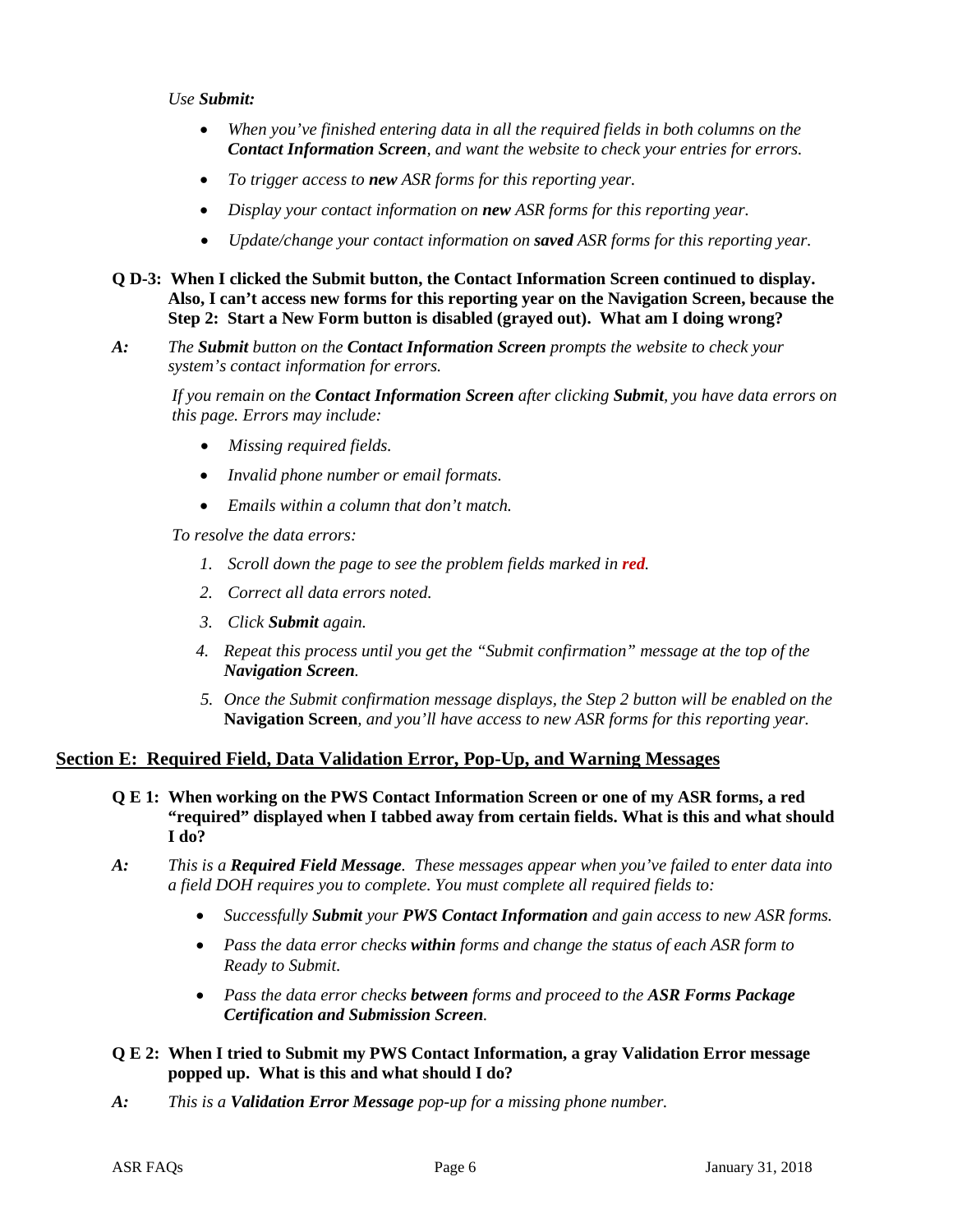*Use **Submit:***

- *When you've finished entering data in all the required fields in both columns on the **Contact Information Screen**, and want the website to check your entries for errors.*
- *To trigger access to **new** ASR forms for this reporting year.*
- *Display your contact information on **new** ASR forms for this reporting year.*
- *Update/change your contact information on **saved** ASR forms for this reporting year.*

**Q D-3: When I clicked the Submit button, the Contact Information Screen continued to display. Also, I can't access new forms for this reporting year on the Navigation Screen, because the Step 2: Start a New Form button is disabled (grayed out). What am I doing wrong?**

***A:*** *The **Submit** button on the **Contact Information Screen** prompts the website to check your system's contact information for errors.*

*If you remain on the **Contact Information Screen** after clicking **Submit**, you have data errors on this page. Errors may include:*

- *Missing required fields.*
- *Invalid phone number or email formats.*
- *Emails within a column that don't match.*

*To resolve the data errors:*

1. *Scroll down the page to see the problem fields marked in **red**.*
2. *Correct all data errors noted.*
3. *Click **Submit** again.*
4. *Repeat this process until you get the "Submit confirmation" message at the top of the **Navigation Screen**.*
5. *Once the Submit confirmation message displays, the Step 2 button will be enabled on the* **Navigation Screen***, and you'll have access to new ASR forms for this reporting year.*

## Section E: Required Field, Data Validation Error, Pop-Up, and Warning Messages

**Q E 1: When working on the PWS Contact Information Screen or one of my ASR forms, a red "required" displayed when I tabbed away from certain fields. What is this and what should I do?**

***A:*** *This is a **Required Field Message**. These messages appear when you've failed to enter data into a field DOH requires you to complete. You must complete all required fields to:*

- *Successfully **Submit** your **PWS Contact Information** and gain access to new ASR forms.*
- *Pass the data error checks **within** forms and change the status of each ASR form to Ready to Submit.*
- *Pass the data error checks **between** forms and proceed to the **ASR Forms Package Certification and Submission Screen**.*

**Q E 2: When I tried to Submit my PWS Contact Information, a gray Validation Error message popped up. What is this and what should I do?**

***A:*** *This is a **Validation Error Message** pop-up for a missing phone number.*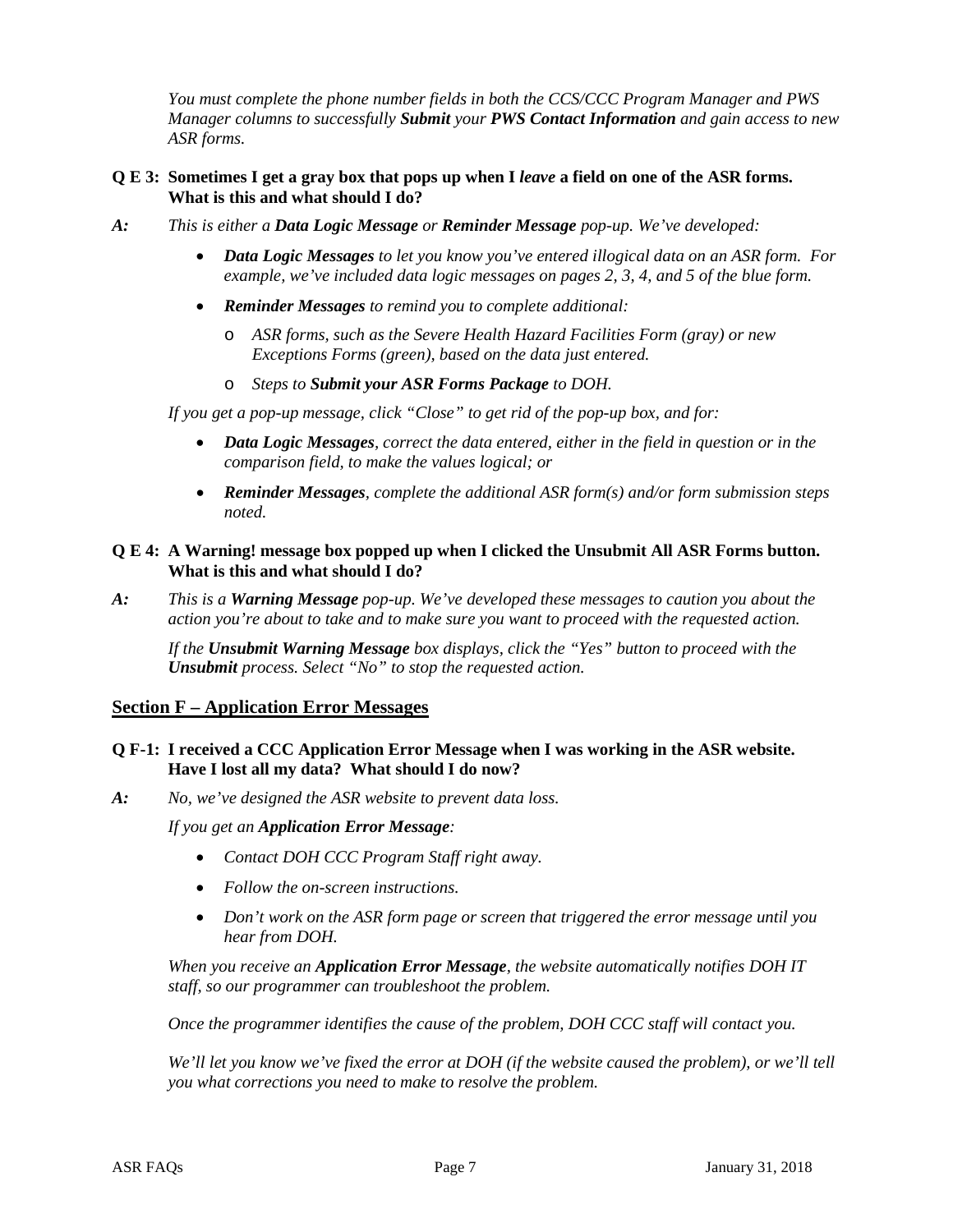*You must complete the phone number fields in both the CCS/CCC Program Manager and PWS Manager columns to successfully **Submit** your **PWS Contact Information** and gain access to new ASR forms.*

**Q E 3: Sometimes I get a gray box that pops up when I *leave* a field on one of the ASR forms. What is this and what should I do?**

***A:*** *This is either a **Data Logic Message** or **Reminder Message** pop-up. We've developed:*

- ***Data Logic Messages** to let you know you've entered illogical data on an ASR form. For example, we've included data logic messages on pages 2, 3, 4, and 5 of the blue form.*
- ***Reminder Messages** to remind you to complete additional:*
  - *ASR forms, such as the Severe Health Hazard Facilities Form (gray) or new Exceptions Forms (green), based on the data just entered.*
  - *Steps to **Submit your ASR Forms Package** to DOH.*

*If you get a pop-up message, click "Close" to get rid of the pop-up box, and for:*

- ***Data Logic Messages**, correct the data entered, either in the field in question or in the comparison field, to make the values logical; or*
- ***Reminder Messages**, complete the additional ASR form(s) and/or form submission steps noted.*

**Q E 4: A Warning! message box popped up when I clicked the Unsubmit All ASR Forms button. What is this and what should I do?**

***A:*** *This is a **Warning Message** pop-up. We've developed these messages to caution you about the action you're about to take and to make sure you want to proceed with the requested action.*

*If the **Unsubmit Warning Message** box displays, click the "Yes" button to proceed with the **Unsubmit** process. Select "No" to stop the requested action.*

## Section F – Application Error Messages

**Q F-1: I received a CCC Application Error Message when I was working in the ASR website. Have I lost all my data? What should I do now?**

***A:*** *No, we've designed the ASR website to prevent data loss.*

*If you get an **Application Error Message**:*

- *Contact DOH CCC Program Staff right away.*
- *Follow the on-screen instructions.*
- *Don't work on the ASR form page or screen that triggered the error message until you hear from DOH.*

*When you receive an **Application Error Message**, the website automatically notifies DOH IT staff, so our programmer can troubleshoot the problem.*

*Once the programmer identifies the cause of the problem, DOH CCC staff will contact you.*

*We'll let you know we've fixed the error at DOH (if the website caused the problem), or we'll tell you what corrections you need to make to resolve the problem.*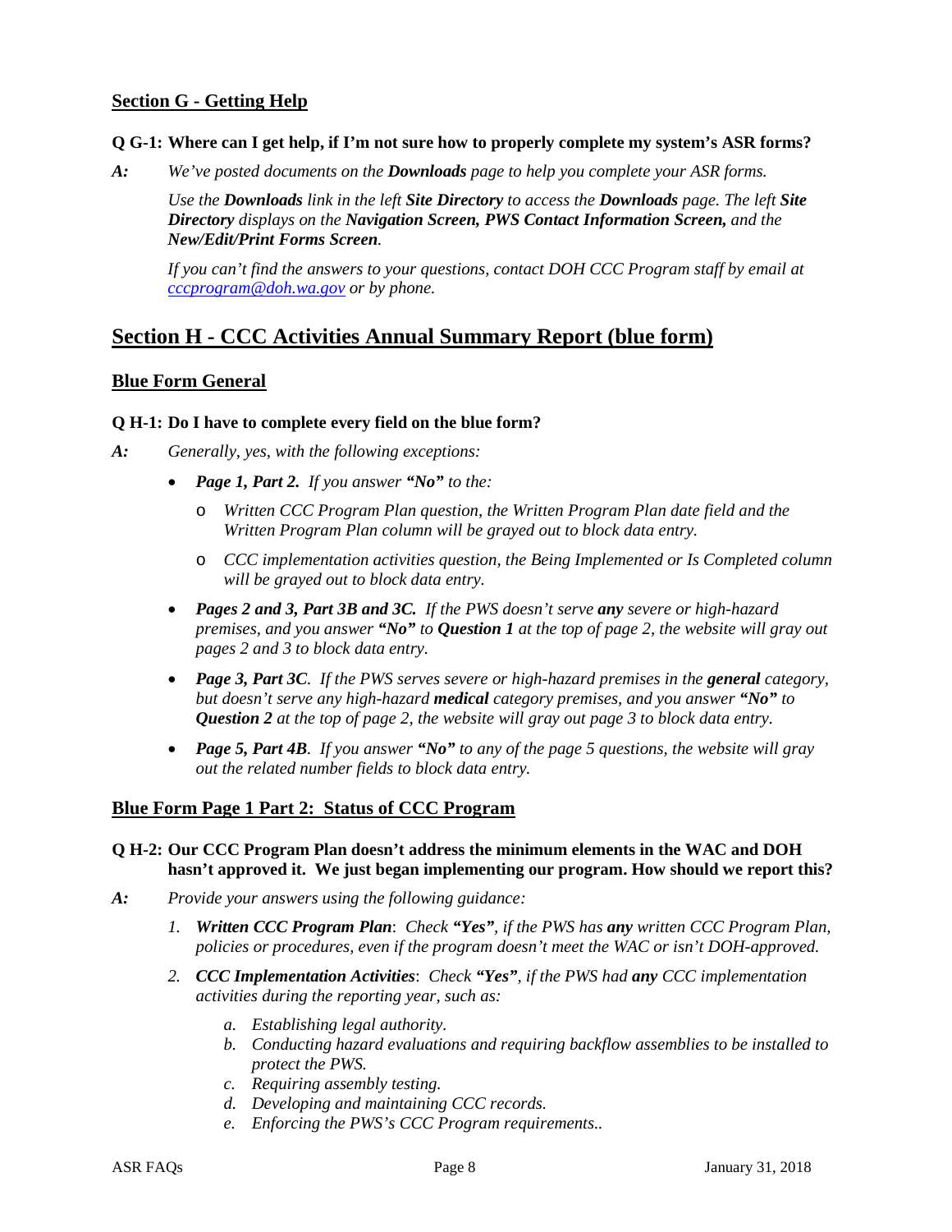## Section G - Getting Help

**Q G-1: Where can I get help, if I'm not sure how to properly complete my system's ASR forms?**

***A:*** *We've posted documents on the **Downloads** page to help you complete your ASR forms.*

*Use the **Downloads** link in the left **Site Directory** to access the **Downloads** page. The left **Site Directory** displays on the **Navigation Screen, PWS Contact Information Screen,** and the **New/Edit/Print Forms Screen**.*

*If you can't find the answers to your questions, contact DOH CCC Program staff by email at [cccprogram@doh.wa.gov](mailto:cccprogram@doh.wa.gov) or by phone.*

# Section H - CCC Activities Annual Summary Report (blue form)

## Blue Form General

**Q H-1: Do I have to complete every field on the blue form?**

***A:*** *Generally, yes, with the following exceptions:*

- ***Page 1, Part 2.** If you answer **"No"** to the:*
  - *Written CCC Program Plan question, the Written Program Plan date field and the Written Program Plan column will be grayed out to block data entry.*
  - *CCC implementation activities question, the Being Implemented or Is Completed column will be grayed out to block data entry.*
- ***Pages 2 and 3, Part 3B and 3C.** If the PWS doesn't serve **any** severe or high-hazard premises, and you answer **"No"** to **Question 1** at the top of page 2, the website will gray out pages 2 and 3 to block data entry.*
- ***Page 3, Part 3C**. If the PWS serves severe or high-hazard premises in the **general** category, but doesn't serve any high-hazard **medical** category premises, and you answer **"No"** to **Question 2** at the top of page 2, the website will gray out page 3 to block data entry.*
- ***Page 5, Part 4B**. If you answer **"No"** to any of the page 5 questions, the website will gray out the related number fields to block data entry.*

## Blue Form Page 1 Part 2: Status of CCC Program

**Q H-2: Our CCC Program Plan doesn't address the minimum elements in the WAC and DOH hasn't approved it. We just began implementing our program. How should we report this?**

***A:*** *Provide your answers using the following guidance:*

1. ***Written CCC Program Plan**: Check **"Yes"**, if the PWS has **any** written CCC Program Plan, policies or procedures, even if the program doesn't meet the WAC or isn't DOH-approved.*
2. ***CCC Implementation Activities**: Check **"Yes"**, if the PWS had **any** CCC implementation activities during the reporting year, such as:*
   a. *Establishing legal authority.*
   b. *Conducting hazard evaluations and requiring backflow assemblies to be installed to protect the PWS.*
   c. *Requiring assembly testing.*
   d. *Developing and maintaining CCC records.*
   e. *Enforcing the PWS's CCC Program requirements..*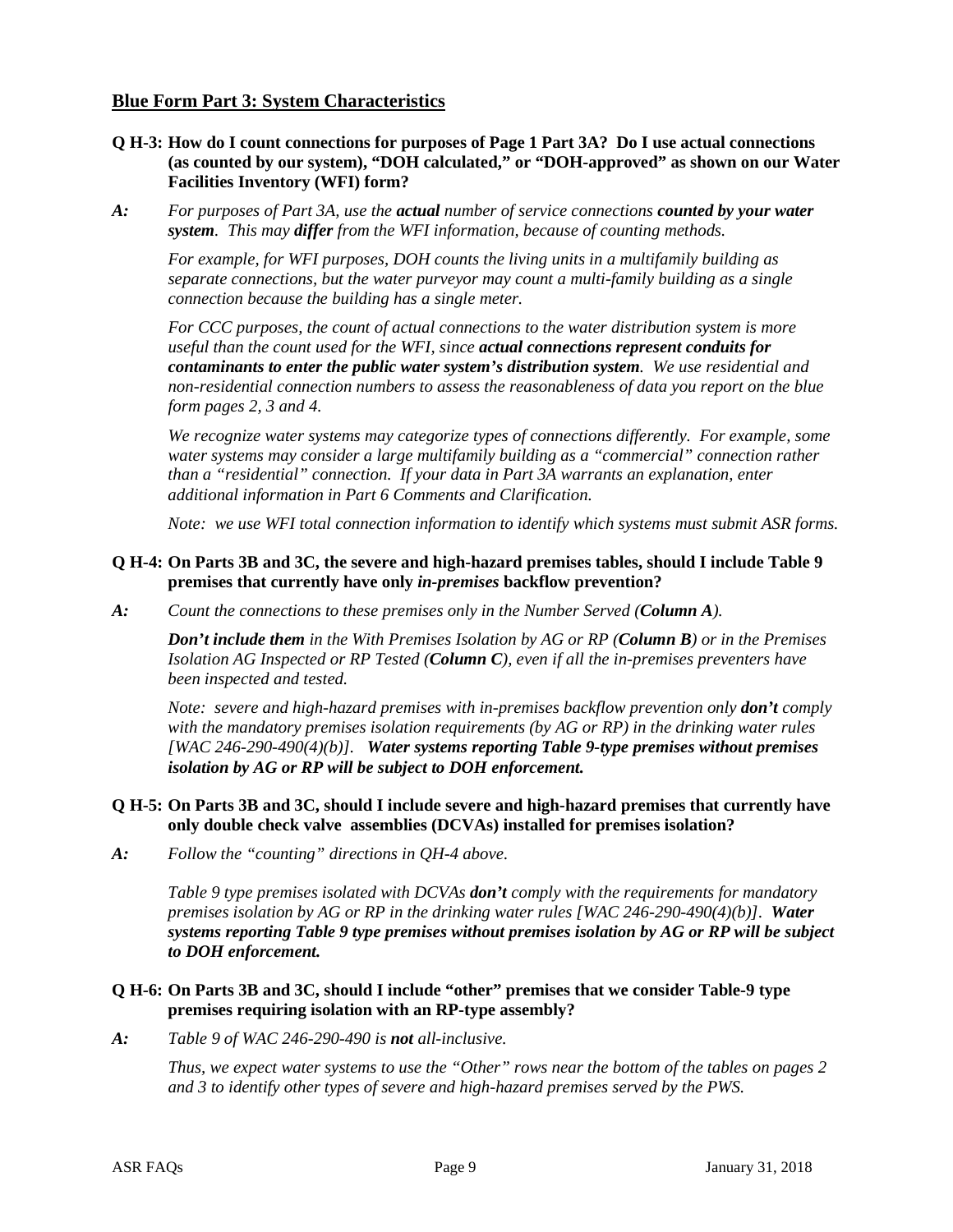## Blue Form Part 3: System Characteristics

**Q H-3: How do I count connections for purposes of Page 1 Part 3A? Do I use actual connections (as counted by our system), "DOH calculated," or "DOH-approved" as shown on our Water Facilities Inventory (WFI) form?**

*A:* *For purposes of Part 3A, use the* ***actual*** *number of service connections* ***counted by your water system****. This may* ***differ*** *from the WFI information, because of counting methods.*

*For example, for WFI purposes, DOH counts the living units in a multifamily building as separate connections, but the water purveyor may count a multi-family building as a single connection because the building has a single meter.*

*For CCC purposes, the count of actual connections to the water distribution system is more useful than the count used for the WFI, since* ***actual connections represent conduits for contaminants to enter the public water system's distribution system****. We use residential and non-residential connection numbers to assess the reasonableness of data you report on the blue form pages 2, 3 and 4.*

*We recognize water systems may categorize types of connections differently. For example, some water systems may consider a large multifamily building as a "commercial" connection rather than a "residential" connection. If your data in Part 3A warrants an explanation, enter additional information in Part 6 Comments and Clarification.*

*Note: we use WFI total connection information to identify which systems must submit ASR forms.*

**Q H-4: On Parts 3B and 3C, the severe and high-hazard premises tables, should I include Table 9 premises that currently have only *in-premises* backflow prevention?**

*A:* *Count the connections to these premises only in the Number Served (****Column A****).*

***Don't include them*** *in the With Premises Isolation by AG or RP (****Column B****) or in the Premises Isolation AG Inspected or RP Tested (****Column C****), even if all the in-premises preventers have been inspected and tested.*

*Note: severe and high-hazard premises with in-premises backflow prevention only* ***don't*** *comply with the mandatory premises isolation requirements (by AG or RP) in the drinking water rules [WAC 246-290-490(4)(b)].* ***Water systems reporting Table 9-type premises without premises isolation by AG or RP will be subject to DOH enforcement.***

**Q H-5: On Parts 3B and 3C, should I include severe and high-hazard premises that currently have only double check valve assemblies (DCVAs) installed for premises isolation?**

*A:* *Follow the "counting" directions in QH-4 above.*

*Table 9 type premises isolated with DCVAs* ***don't*** *comply with the requirements for mandatory premises isolation by AG or RP in the drinking water rules [WAC 246-290-490(4)(b)].* ***Water systems reporting Table 9 type premises without premises isolation by AG or RP will be subject to DOH enforcement.***

**Q H-6: On Parts 3B and 3C, should I include "other" premises that we consider Table-9 type premises requiring isolation with an RP-type assembly?**

*A:* *Table 9 of WAC 246-290-490 is* ***not*** *all-inclusive.*

*Thus, we expect water systems to use the "Other" rows near the bottom of the tables on pages 2 and 3 to identify other types of severe and high-hazard premises served by the PWS.*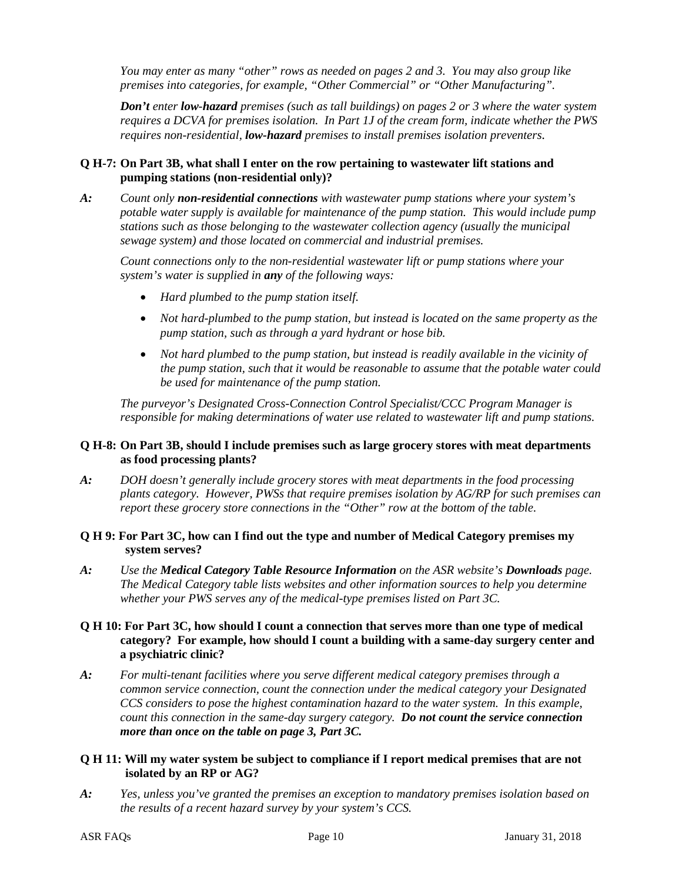*You may enter as many "other" rows as needed on pages 2 and 3. You may also group like premises into categories, for example, "Other Commercial" or "Other Manufacturing".*

***Don't*** *enter* ***low-hazard*** *premises (such as tall buildings) on pages 2 or 3 where the water system requires a DCVA for premises isolation. In Part 1J of the cream form, indicate whether the PWS requires non-residential,* ***low-hazard*** *premises to install premises isolation preventers.*

**Q H-7: On Part 3B, what shall I enter on the row pertaining to wastewater lift stations and pumping stations (non-residential only)?**

**A:** *Count only* ***non-residential connections*** *with wastewater pump stations where your system's potable water supply is available for maintenance of the pump station. This would include pump stations such as those belonging to the wastewater collection agency (usually the municipal sewage system) and those located on commercial and industrial premises.*

*Count connections only to the non-residential wastewater lift or pump stations where your system's water is supplied in* ***any*** *of the following ways:*

- *Hard plumbed to the pump station itself.*
- *Not hard-plumbed to the pump station, but instead is located on the same property as the pump station, such as through a yard hydrant or hose bib.*
- *Not hard plumbed to the pump station, but instead is readily available in the vicinity of the pump station, such that it would be reasonable to assume that the potable water could be used for maintenance of the pump station.*

*The purveyor's Designated Cross-Connection Control Specialist/CCC Program Manager is responsible for making determinations of water use related to wastewater lift and pump stations.*

**Q H-8: On Part 3B, should I include premises such as large grocery stores with meat departments as food processing plants?**

**A:** *DOH doesn't generally include grocery stores with meat departments in the food processing plants category. However, PWSs that require premises isolation by AG/RP for such premises can report these grocery store connections in the "Other" row at the bottom of the table.*

**Q H 9: For Part 3C, how can I find out the type and number of Medical Category premises my system serves?**

**A:** *Use the* ***Medical Category Table Resource Information*** *on the ASR website's* ***Downloads*** *page. The Medical Category table lists websites and other information sources to help you determine whether your PWS serves any of the medical-type premises listed on Part 3C.*

**Q H 10: For Part 3C, how should I count a connection that serves more than one type of medical category? For example, how should I count a building with a same-day surgery center and a psychiatric clinic?**

**A:** *For multi-tenant facilities where you serve different medical category premises through a common service connection, count the connection under the medical category your Designated CCS considers to pose the highest contamination hazard to the water system. In this example, count this connection in the same-day surgery category.* ***Do not count the service connection more than once on the table on page 3, Part 3C.***

**Q H 11: Will my water system be subject to compliance if I report medical premises that are not isolated by an RP or AG?**

**A:** *Yes, unless you've granted the premises an exception to mandatory premises isolation based on the results of a recent hazard survey by your system's CCS.*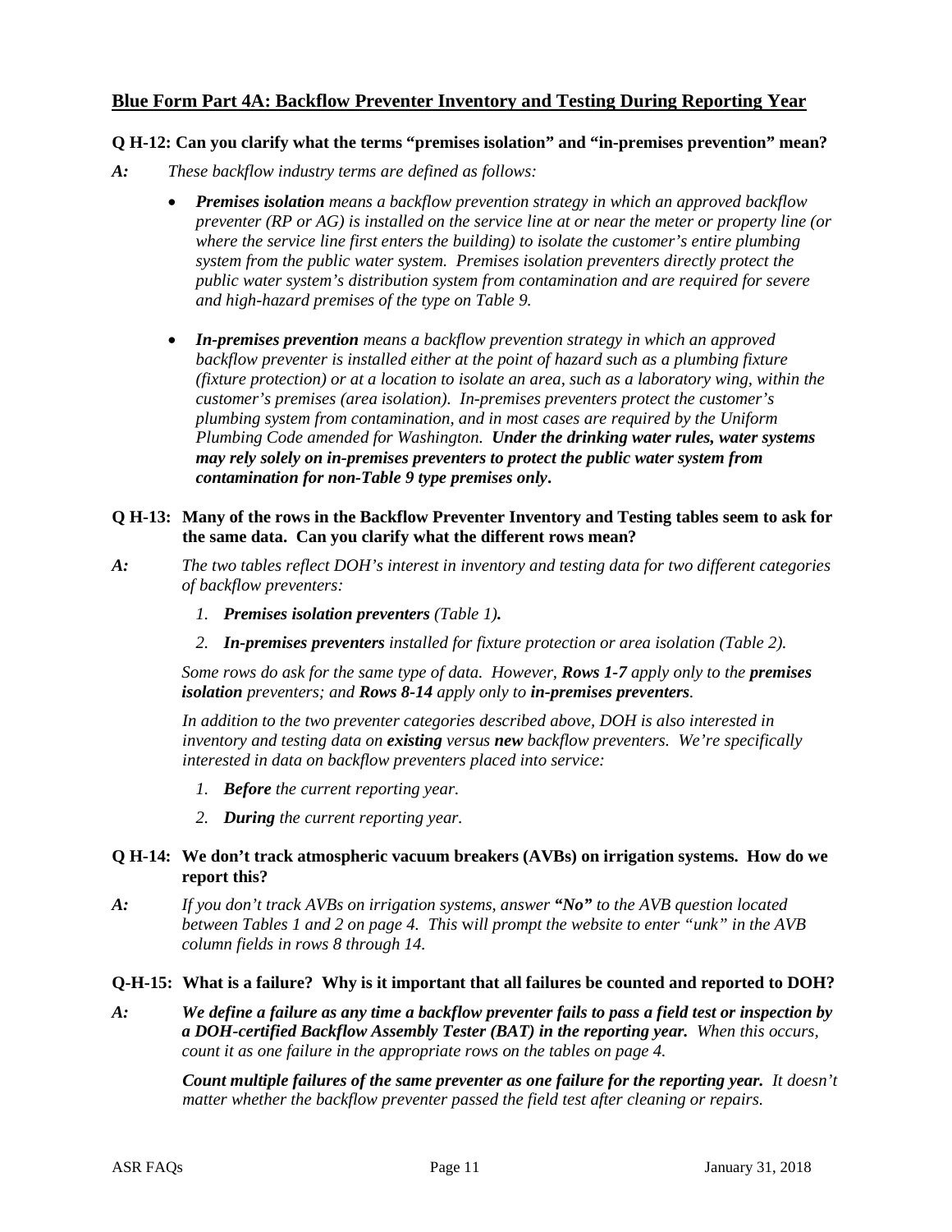## Blue Form Part 4A: Backflow Preventer Inventory and Testing During Reporting Year

**Q H-12: Can you clarify what the terms "premises isolation" and "in-premises prevention" mean?**

***A:*** *These backflow industry terms are defined as follows:*

- ***Premises isolation*** *means a backflow prevention strategy in which an approved backflow preventer (RP or AG) is installed on the service line at or near the meter or property line (or where the service line first enters the building) to isolate the customer's entire plumbing system from the public water system. Premises isolation preventers directly protect the public water system's distribution system from contamination and are required for severe and high-hazard premises of the type on Table 9.*

- ***In-premises prevention*** *means a backflow prevention strategy in which an approved backflow preventer is installed either at the point of hazard such as a plumbing fixture (fixture protection) or at a location to isolate an area, such as a laboratory wing, within the customer's premises (area isolation). In-premises preventers protect the customer's plumbing system from contamination, and in most cases are required by the Uniform Plumbing Code amended for Washington.* ***Under the drinking water rules, water systems may rely solely on in-premises preventers to protect the public water system from contamination for non-Table 9 type premises only.***

**Q H-13: Many of the rows in the Backflow Preventer Inventory and Testing tables seem to ask for the same data. Can you clarify what the different rows mean?**

***A:*** *The two tables reflect DOH's interest in inventory and testing data for two different categories of backflow preventers:*

1. ***Premises isolation preventers*** *(Table 1)****.***
2. ***In-premises preventers*** *installed for fixture protection or area isolation (Table 2).*

*Some rows do ask for the same type of data. However,* ***Rows 1-7*** *apply only to the* ***premises isolation*** *preventers; and* ***Rows 8-14*** *apply only to* ***in-premises preventers****.*

*In addition to the two preventer categories described above, DOH is also interested in inventory and testing data on* ***existing*** *versus* ***new*** *backflow preventers. We're specifically interested in data on backflow preventers placed into service:*

1. ***Before*** *the current reporting year.*
2. ***During*** *the current reporting year.*

**Q H-14: We don't track atmospheric vacuum breakers (AVBs) on irrigation systems. How do we report this?**

***A:*** *If you don't track AVBs on irrigation systems, answer* ***"No"*** *to the AVB question located between Tables 1 and 2 on page 4. This will prompt the website to enter "unk" in the AVB column fields in rows 8 through 14.*

**Q-H-15: What is a failure? Why is it important that all failures be counted and reported to DOH?**

***A:*** ***We define a failure as any time a backflow preventer fails to pass a field test or inspection by a DOH-certified Backflow Assembly Tester (BAT) in the reporting year.*** *When this occurs, count it as one failure in the appropriate rows on the tables on page 4.*

***Count multiple failures of the same preventer as one failure for the reporting year.*** *It doesn't matter whether the backflow preventer passed the field test after cleaning or repairs.*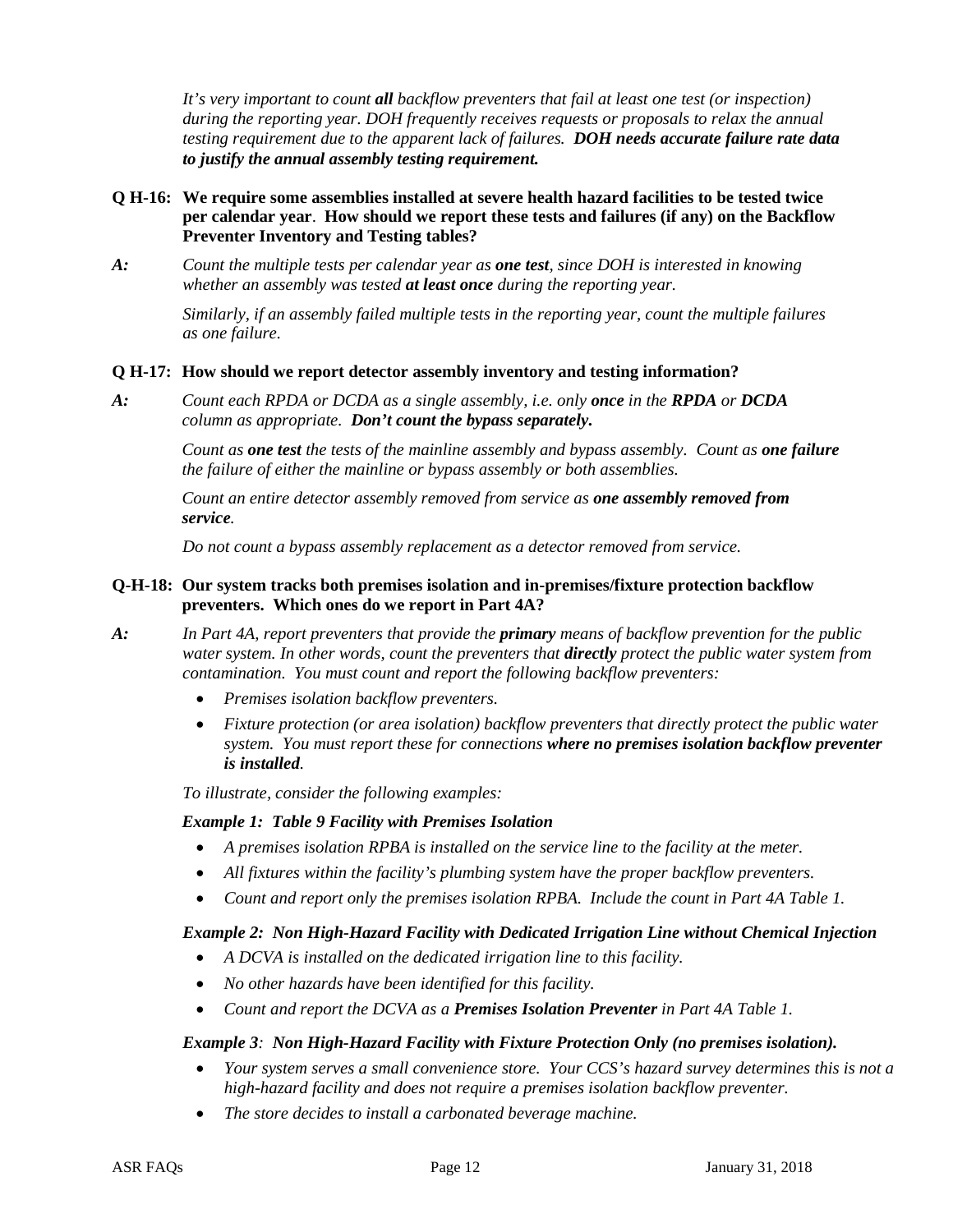*It's very important to count **all** backflow preventers that fail at least one test (or inspection) during the reporting year. DOH frequently receives requests or proposals to relax the annual testing requirement due to the apparent lack of failures. **DOH needs accurate failure rate data to justify the annual assembly testing requirement.***

**Q H-16: We require some assemblies installed at severe health hazard facilities to be tested twice per calendar year. How should we report these tests and failures (if any) on the Backflow Preventer Inventory and Testing tables?**

***A:*** *Count the multiple tests per calendar year as **one test**, since DOH is interested in knowing whether an assembly was tested **at least once** during the reporting year.*

*Similarly, if an assembly failed multiple tests in the reporting year, count the multiple failures as one failure.*

**Q H-17: How should we report detector assembly inventory and testing information?**

***A:*** *Count each RPDA or DCDA as a single assembly, i.e. only **once** in the **RPDA** or **DCDA** column as appropriate. **Don't count the bypass separately.***

*Count as **one test** the tests of the mainline assembly and bypass assembly. Count as **one failure** the failure of either the mainline or bypass assembly or both assemblies.*

*Count an entire detector assembly removed from service as **one assembly removed from service**.*

*Do not count a bypass assembly replacement as a detector removed from service.*

**Q-H-18: Our system tracks both premises isolation and in-premises/fixture protection backflow preventers. Which ones do we report in Part 4A?**

***A:*** *In Part 4A, report preventers that provide the **primary** means of backflow prevention for the public water system. In other words, count the preventers that **directly** protect the public water system from contamination. You must count and report the following backflow preventers:*

- *Premises isolation backflow preventers.*
- *Fixture protection (or area isolation) backflow preventers that directly protect the public water system. You must report these for connections **where no premises isolation backflow preventer is installed**.*

*To illustrate, consider the following examples:*

***Example 1: Table 9 Facility with Premises Isolation***

- *A premises isolation RPBA is installed on the service line to the facility at the meter.*
- *All fixtures within the facility's plumbing system have the proper backflow preventers.*
- *Count and report only the premises isolation RPBA. Include the count in Part 4A Table 1.*

***Example 2: Non High-Hazard Facility with Dedicated Irrigation Line without Chemical Injection***

- *A DCVA is installed on the dedicated irrigation line to this facility.*
- *No other hazards have been identified for this facility.*
- *Count and report the DCVA as a **Premises Isolation Preventer** in Part 4A Table 1.*

***Example 3: Non High-Hazard Facility with Fixture Protection Only (no premises isolation).***

- *Your system serves a small convenience store. Your CCS's hazard survey determines this is not a high-hazard facility and does not require a premises isolation backflow preventer.*
- *The store decides to install a carbonated beverage machine.*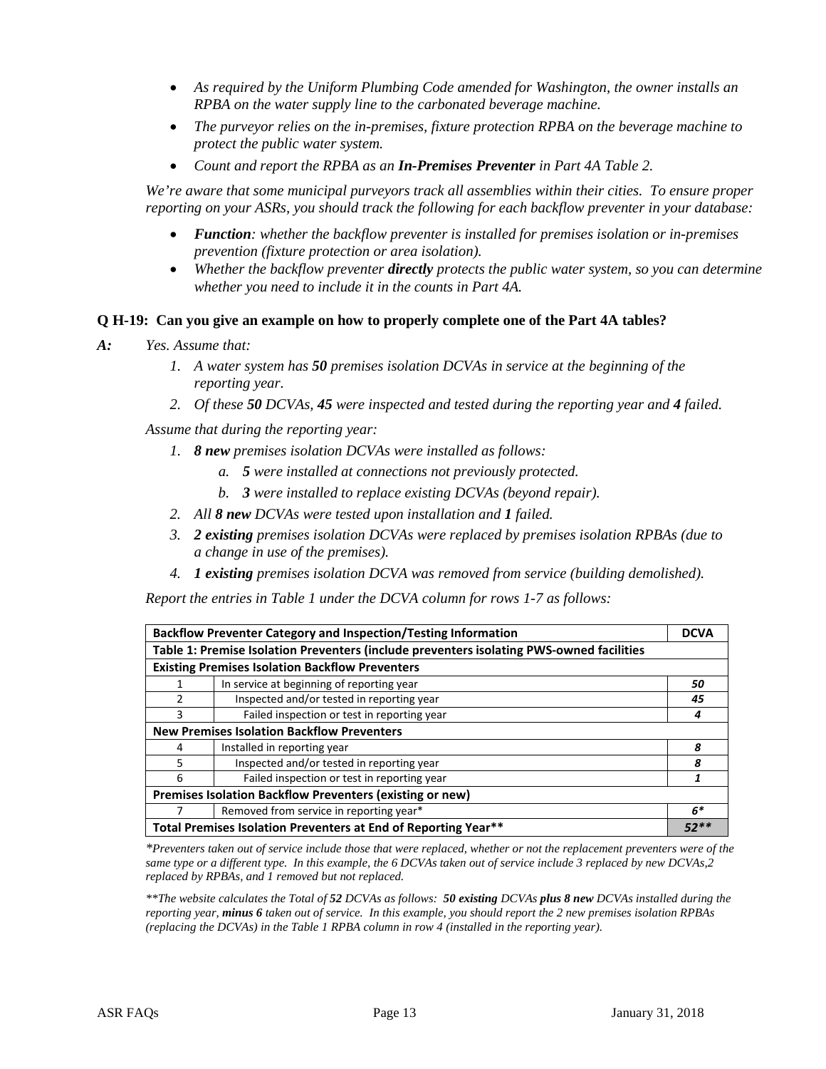- *As required by the Uniform Plumbing Code amended for Washington, the owner installs an RPBA on the water supply line to the carbonated beverage machine.*
- *The purveyor relies on the in-premises, fixture protection RPBA on the beverage machine to protect the public water system.*
- *Count and report the RPBA as an **In-Premises Preventer** in Part 4A Table 2.*

*We're aware that some municipal purveyors track all assemblies within their cities. To ensure proper reporting on your ASRs, you should track the following for each backflow preventer in your database:*

- ***Function**: whether the backflow preventer is installed for premises isolation or in-premises prevention (fixture protection or area isolation).*
- *Whether the backflow preventer **directly** protects the public water system, so you can determine whether you need to include it in the counts in Part 4A.*

**Q H-19: Can you give an example on how to properly complete one of the Part 4A tables?**

***A:*** *Yes. Assume that:*

1. *A water system has **50** premises isolation DCVAs in service at the beginning of the reporting year.*
2. *Of these **50** DCVAs, **45** were inspected and tested during the reporting year and **4** failed.*

*Assume that during the reporting year:*

1. ***8 new** premises isolation DCVAs were installed as follows:*
   a. ***5** were installed at connections not previously protected.*
   b. ***3** were installed to replace existing DCVAs (beyond repair).*
2. *All **8 new** DCVAs were tested upon installation and **1** failed.*
3. ***2 existing** premises isolation DCVAs were replaced by premises isolation RPBAs (due to a change in use of the premises).*
4. ***1 existing** premises isolation DCVA was removed from service (building demolished).*

*Report the entries in Table 1 under the DCVA column for rows 1-7 as follows:*

| **Backflow Preventer Category and Inspection/Testing Information** | | **DCVA** |
|---|---|---|
| **Table 1: Premise Isolation Preventers (include preventers isolating PWS-owned facilities** | | |
| **Existing Premises Isolation Backflow Preventers** | | |
| 1 | In service at beginning of reporting year | ***50*** |
| 2 | Inspected and/or tested in reporting year | ***45*** |
| 3 | Failed inspection or test in reporting year | ***4*** |
| **New Premises Isolation Backflow Preventers** | | |
| 4 | Installed in reporting year | ***8*** |
| 5 | Inspected and/or tested in reporting year | ***8*** |
| 6 | Failed inspection or test in reporting year | ***1*** |
| **Premises Isolation Backflow Preventers (existing or new)** | | |
| 7 | Removed from service in reporting year* | ***6**** |
| **Total Premises Isolation Preventers at End of Reporting Year**** | | ***52***** |

*\*Preventers taken out of service include those that were replaced, whether or not the replacement preventers were of the same type or a different type. In this example, the 6 DCVAs taken out of service include 3 replaced by new DCVAs,2 replaced by RPBAs, and 1 removed but not replaced.*

*\*\*The website calculates the Total of **52** DCVAs as follows: **50 existing** DCVAs **plus 8 new** DCVAs installed during the reporting year, **minus 6** taken out of service. In this example, you should report the 2 new premises isolation RPBAs (replacing the DCVAs) in the Table 1 RPBA column in row 4 (installed in the reporting year).*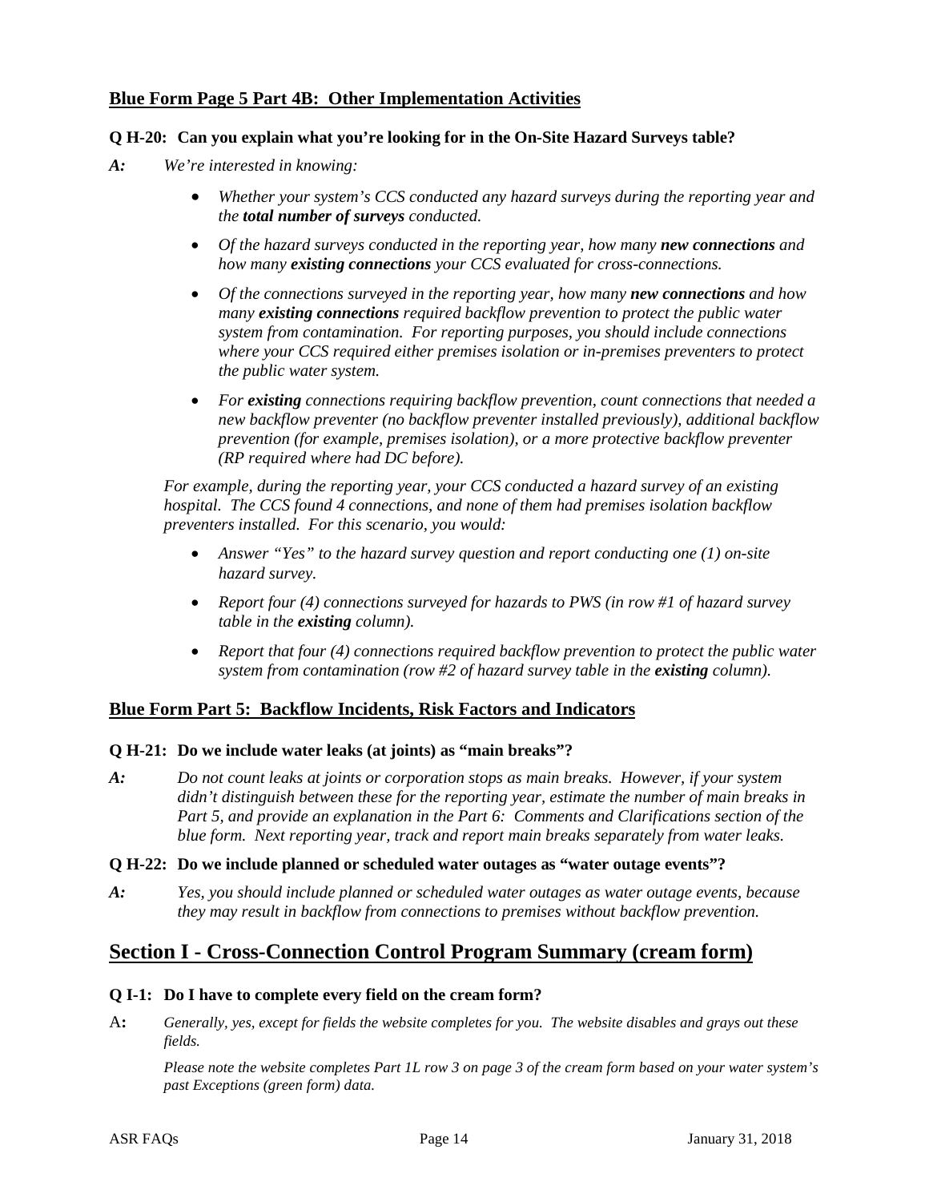### Blue Form Page 5 Part 4B: Other Implementation Activities

**Q H-20: Can you explain what you're looking for in the On-Site Hazard Surveys table?**

*A:* *We're interested in knowing:*

- *Whether your system's CCS conducted any hazard surveys during the reporting year and the **total number of surveys** conducted.*
- *Of the hazard surveys conducted in the reporting year, how many **new connections** and how many **existing connections** your CCS evaluated for cross-connections.*
- *Of the connections surveyed in the reporting year, how many **new connections** and how many **existing connections** required backflow prevention to protect the public water system from contamination. For reporting purposes, you should include connections where your CCS required either premises isolation or in-premises preventers to protect the public water system.*
- *For **existing** connections requiring backflow prevention, count connections that needed a new backflow preventer (no backflow preventer installed previously), additional backflow prevention (for example, premises isolation), or a more protective backflow preventer (RP required where had DC before).*

*For example, during the reporting year, your CCS conducted a hazard survey of an existing hospital. The CCS found 4 connections, and none of them had premises isolation backflow preventers installed. For this scenario, you would:*

- *Answer "Yes" to the hazard survey question and report conducting one (1) on-site hazard survey.*
- *Report four (4) connections surveyed for hazards to PWS (in row #1 of hazard survey table in the **existing** column).*
- *Report that four (4) connections required backflow prevention to protect the public water system from contamination (row #2 of hazard survey table in the **existing** column).*

### Blue Form Part 5: Backflow Incidents, Risk Factors and Indicators

**Q H-21: Do we include water leaks (at joints) as "main breaks"?**

*A:* *Do not count leaks at joints or corporation stops as main breaks. However, if your system didn't distinguish between these for the reporting year, estimate the number of main breaks in Part 5, and provide an explanation in the Part 6: Comments and Clarifications section of the blue form. Next reporting year, track and report main breaks separately from water leaks.*

**Q H-22: Do we include planned or scheduled water outages as "water outage events"?**

*A:* *Yes, you should include planned or scheduled water outages as water outage events, because they may result in backflow from connections to premises without backflow prevention.*

## Section I - Cross-Connection Control Program Summary (cream form)

**Q I-1: Do I have to complete every field on the cream form?**

A**:** *Generally, yes, except for fields the website completes for you. The website disables and grays out these fields.*

*Please note the website completes Part 1L row 3 on page 3 of the cream form based on your water system's past Exceptions (green form) data.*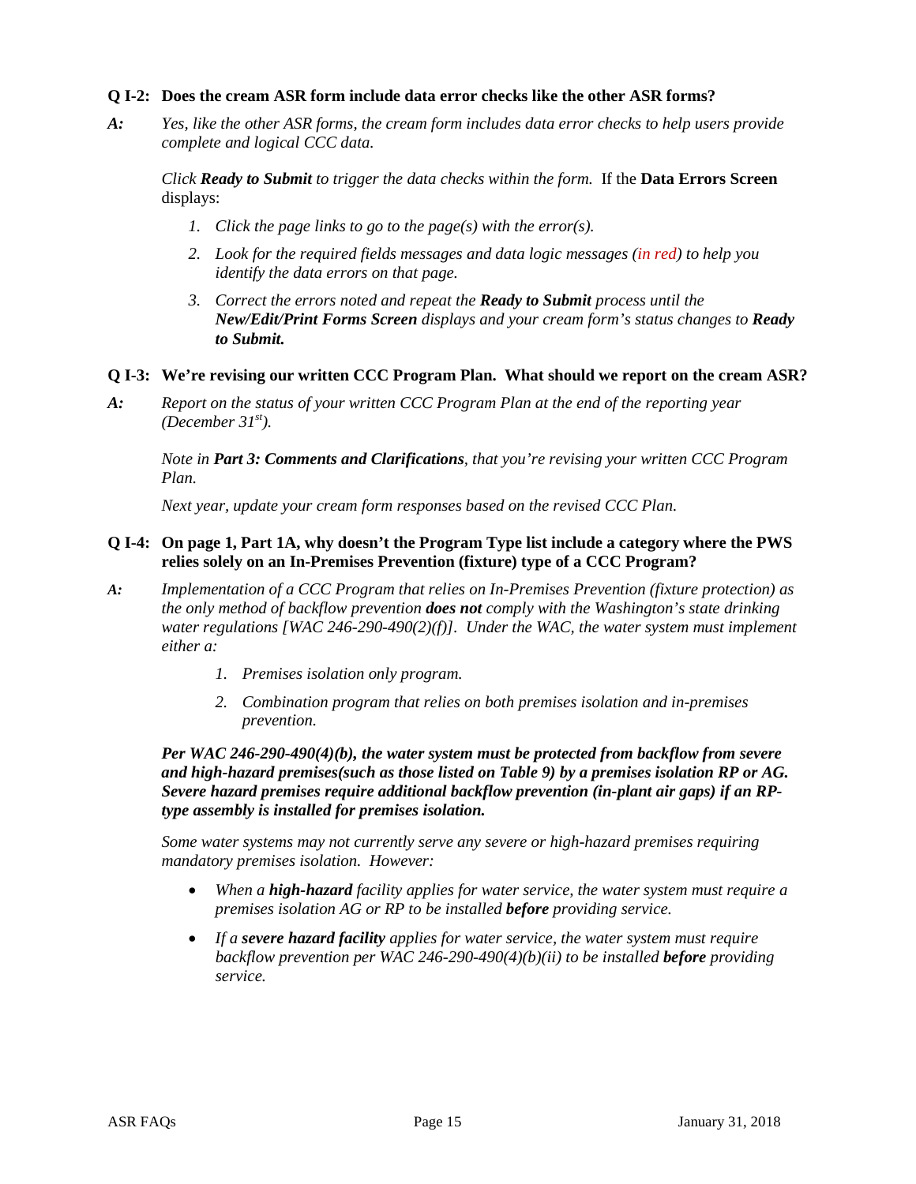**Q I-2: Does the cream ASR form include data error checks like the other ASR forms?**

***A:*** *Yes, like the other ASR forms, the cream form includes data error checks to help users provide complete and logical CCC data.*

*Click **Ready to Submit** to trigger the data checks within the form.* If the **Data Errors Screen** displays:

1. *Click the page links to go to the page(s) with the error(s).*
2. *Look for the required fields messages and data logic messages (in red) to help you identify the data errors on that page.*
3. *Correct the errors noted and repeat the **Ready to Submit** process until the **New/Edit/Print Forms Screen** displays and your cream form's status changes to **Ready to Submit.***

**Q I-3: We're revising our written CCC Program Plan. What should we report on the cream ASR?**

***A:*** *Report on the status of your written CCC Program Plan at the end of the reporting year (December 31st).*

*Note in **Part 3: Comments and Clarifications**, that you're revising your written CCC Program Plan.*

*Next year, update your cream form responses based on the revised CCC Plan.*

**Q I-4: On page 1, Part 1A, why doesn't the Program Type list include a category where the PWS relies solely on an In-Premises Prevention (fixture) type of a CCC Program?**

***A:*** *Implementation of a CCC Program that relies on In-Premises Prevention (fixture protection) as the only method of backflow prevention **does not** comply with the Washington's state drinking water regulations [WAC 246-290-490(2)(f)]. Under the WAC, the water system must implement either a:*

1. *Premises isolation only program.*
2. *Combination program that relies on both premises isolation and in-premises prevention.*

***Per WAC 246-290-490(4)(b), the water system must be protected from backflow from severe and high-hazard premises(such as those listed on Table 9) by a premises isolation RP or AG. Severe hazard premises require additional backflow prevention (in-plant air gaps) if an RP-type assembly is installed for premises isolation.***

*Some water systems may not currently serve any severe or high-hazard premises requiring mandatory premises isolation. However:*

- *When a **high-hazard** facility applies for water service, the water system must require a premises isolation AG or RP to be installed **before** providing service.*
- *If a **severe hazard facility** applies for water service, the water system must require backflow prevention per WAC 246-290-490(4)(b)(ii) to be installed **before** providing service.*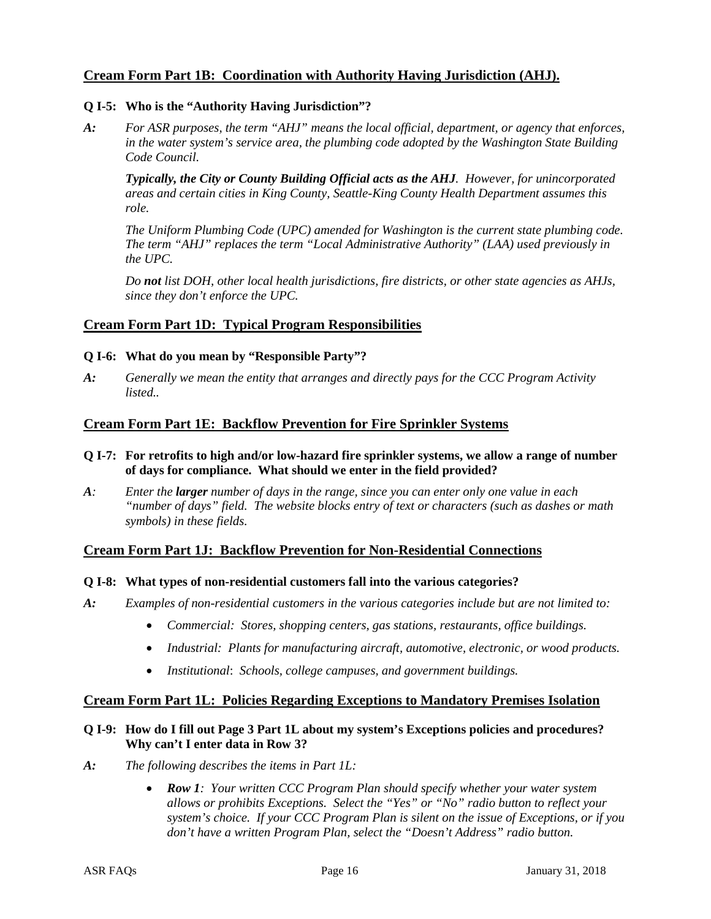## <u>Cream Form Part 1B: Coordination with Authority Having Jurisdiction (AHJ).</u>

**Q I-5: Who is the "Authority Having Jurisdiction"?**

***A:*** *For ASR purposes, the term "AHJ" means the local official, department, or agency that enforces, in the water system's service area, the plumbing code adopted by the Washington State Building Code Council.*

***Typically, the City or County Building Official acts as the AHJ****. However, for unincorporated areas and certain cities in King County, Seattle-King County Health Department assumes this role.*

*The Uniform Plumbing Code (UPC) amended for Washington is the current state plumbing code. The term "AHJ" replaces the term "Local Administrative Authority" (LAA) used previously in the UPC.*

*Do* ***not*** *list DOH, other local health jurisdictions, fire districts, or other state agencies as AHJs, since they don't enforce the UPC.*

## <u>Cream Form Part 1D: Typical Program Responsibilities</u>

**Q I-6: What do you mean by "Responsible Party"?**

***A:*** *Generally we mean the entity that arranges and directly pays for the CCC Program Activity listed..*

## <u>Cream Form Part 1E: Backflow Prevention for Fire Sprinkler Systems</u>

**Q I-7: For retrofits to high and/or low-hazard fire sprinkler systems, we allow a range of number of days for compliance. What should we enter in the field provided?**

***A****:* *Enter the* ***larger*** *number of days in the range, since you can enter only one value in each "number of days" field. The website blocks entry of text or characters (such as dashes or math symbols) in these fields.*

## <u>Cream Form Part 1J: Backflow Prevention for Non-Residential Connections</u>

**Q I-8: What types of non-residential customers fall into the various categories?**

***A:*** *Examples of non-residential customers in the various categories include but are not limited to:*

- *Commercial: Stores, shopping centers, gas stations, restaurants, office buildings.*
- *Industrial: Plants for manufacturing aircraft, automotive, electronic, or wood products.*
- *Institutional: Schools, college campuses, and government buildings.*

## <u>Cream Form Part 1L: Policies Regarding Exceptions to Mandatory Premises Isolation</u>

**Q I-9: How do I fill out Page 3 Part 1L about my system's Exceptions policies and procedures? Why can't I enter data in Row 3?**

***A:*** *The following describes the items in Part 1L:*

- ***Row 1****: Your written CCC Program Plan should specify whether your water system allows or prohibits Exceptions. Select the "Yes" or "No" radio button to reflect your system's choice. If your CCC Program Plan is silent on the issue of Exceptions, or if you don't have a written Program Plan, select the "Doesn't Address" radio button.*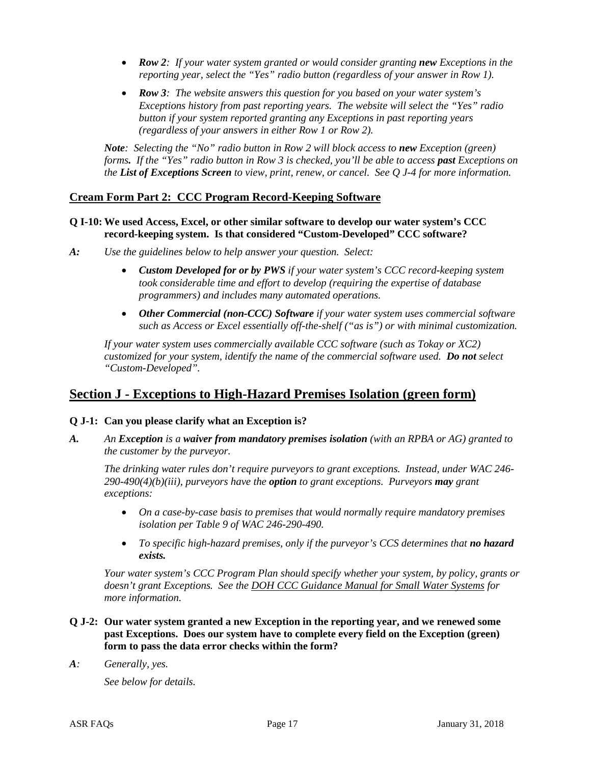- ***Row 2**: If your water system granted or would consider granting **new** Exceptions in the reporting year, select the "Yes" radio button (regardless of your answer in Row 1).*
- ***Row 3**: The website answers this question for you based on your water system's Exceptions history from past reporting years. The website will select the "Yes" radio button if your system reported granting any Exceptions in past reporting years (regardless of your answers in either Row 1 or Row 2).*

***Note**: Selecting the "No" radio button in Row 2 will block access to **new** Exception (green) forms**.** If the "Yes" radio button in Row 3 is checked, you'll be able to access **past** Exceptions on the **List of Exceptions Screen** to view, print, renew, or cancel. See Q J-4 for more information.*

## Cream Form Part 2: CCC Program Record-Keeping Software

**Q I-10: We used Access, Excel, or other similar software to develop our water system's CCC record-keeping system. Is that considered "Custom-Developed" CCC software?**

***A:*** *Use the guidelines below to help answer your question. Select:*

- ***Custom Developed for or by PWS** if your water system's CCC record-keeping system took considerable time and effort to develop (requiring the expertise of database programmers) and includes many automated operations.*
- ***Other Commercial (non-CCC) Software** if your water system uses commercial software such as Access or Excel essentially off-the-shelf ("as is") or with minimal customization.*

*If your water system uses commercially available CCC software (such as Tokay or XC2) customized for your system, identify the name of the commercial software used. **Do not** select "Custom-Developed".*

# Section J - Exceptions to High-Hazard Premises Isolation (green form)

**Q J-1: Can you please clarify what an Exception is?**

***A.*** *An **Exception** is a **waiver from mandatory premises isolation** (with an RPBA or AG) granted to the customer by the purveyor.*

*The drinking water rules don't require purveyors to grant exceptions. Instead, under WAC 246-290-490(4)(b)(iii), purveyors have the **option** to grant exceptions. Purveyors **may** grant exceptions:*

- *On a case-by-case basis to premises that would normally require mandatory premises isolation per Table 9 of WAC 246-290-490.*
- *To specific high-hazard premises, only if the purveyor's CCS determines that **no hazard exists.***

*Your water system's CCC Program Plan should specify whether your system, by policy, grants or doesn't grant Exceptions. See the DOH CCC Guidance Manual for Small Water Systems for more information.*

**Q J-2: Our water system granted a new Exception in the reporting year, and we renewed some past Exceptions. Does our system have to complete every field on the Exception (green) form to pass the data error checks within the form?**

***A:*** *Generally, yes.*

*See below for details.*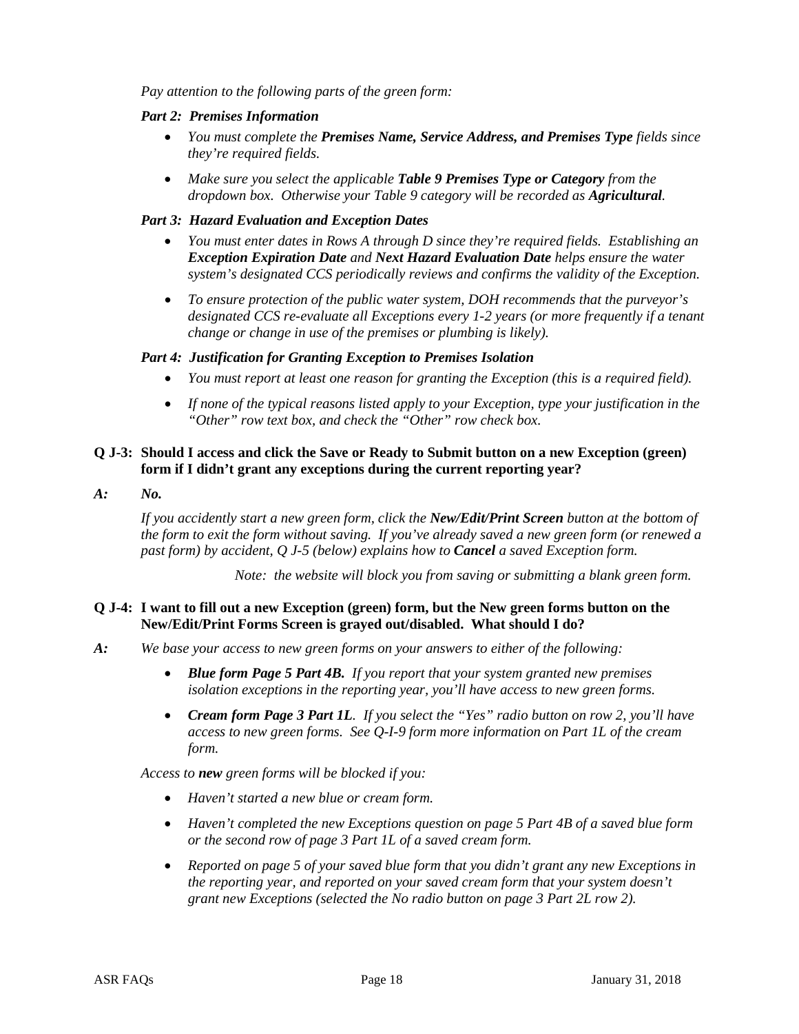*Pay attention to the following parts of the green form:*

***Part 2: Premises Information***

- *You must complete the **Premises Name, Service Address, and Premises Type** fields since they're required fields.*
- *Make sure you select the applicable **Table 9 Premises Type or Category** from the dropdown box. Otherwise your Table 9 category will be recorded as **Agricultural**.*

***Part 3: Hazard Evaluation and Exception Dates***

- *You must enter dates in Rows A through D since they're required fields. Establishing an **Exception Expiration Date** and **Next Hazard Evaluation Date** helps ensure the water system's designated CCS periodically reviews and confirms the validity of the Exception.*
- *To ensure protection of the public water system, DOH recommends that the purveyor's designated CCS re-evaluate all Exceptions every 1-2 years (or more frequently if a tenant change or change in use of the premises or plumbing is likely).*

***Part 4: Justification for Granting Exception to Premises Isolation***

- *You must report at least one reason for granting the Exception (this is a required field).*
- *If none of the typical reasons listed apply to your Exception, type your justification in the "Other" row text box, and check the "Other" row check box.*

**Q J-3: Should I access and click the Save or Ready to Submit button on a new Exception (green) form if I didn't grant any exceptions during the current reporting year?**

***A: No.***

*If you accidently start a new green form, click the **New/Edit/Print Screen** button at the bottom of the form to exit the form without saving. If you've already saved a new green form (or renewed a past form) by accident, Q J-5 (below) explains how to **Cancel** a saved Exception form.*

*Note: the website will block you from saving or submitting a blank green form.*

**Q J-4: I want to fill out a new Exception (green) form, but the New green forms button on the New/Edit/Print Forms Screen is grayed out/disabled. What should I do?**

***A:*** *We base your access to new green forms on your answers to either of the following:*

- ***Blue form Page 5 Part 4B.*** *If you report that your system granted new premises isolation exceptions in the reporting year, you'll have access to new green forms.*
- ***Cream form Page 3 Part 1L.*** *If you select the "Yes" radio button on row 2, you'll have access to new green forms. See Q-I-9 form more information on Part 1L of the cream form.*

*Access to **new** green forms will be blocked if you:*

- *Haven't started a new blue or cream form.*
- *Haven't completed the new Exceptions question on page 5 Part 4B of a saved blue form or the second row of page 3 Part 1L of a saved cream form.*
- *Reported on page 5 of your saved blue form that you didn't grant any new Exceptions in the reporting year, and reported on your saved cream form that your system doesn't grant new Exceptions (selected the No radio button on page 3 Part 2L row 2).*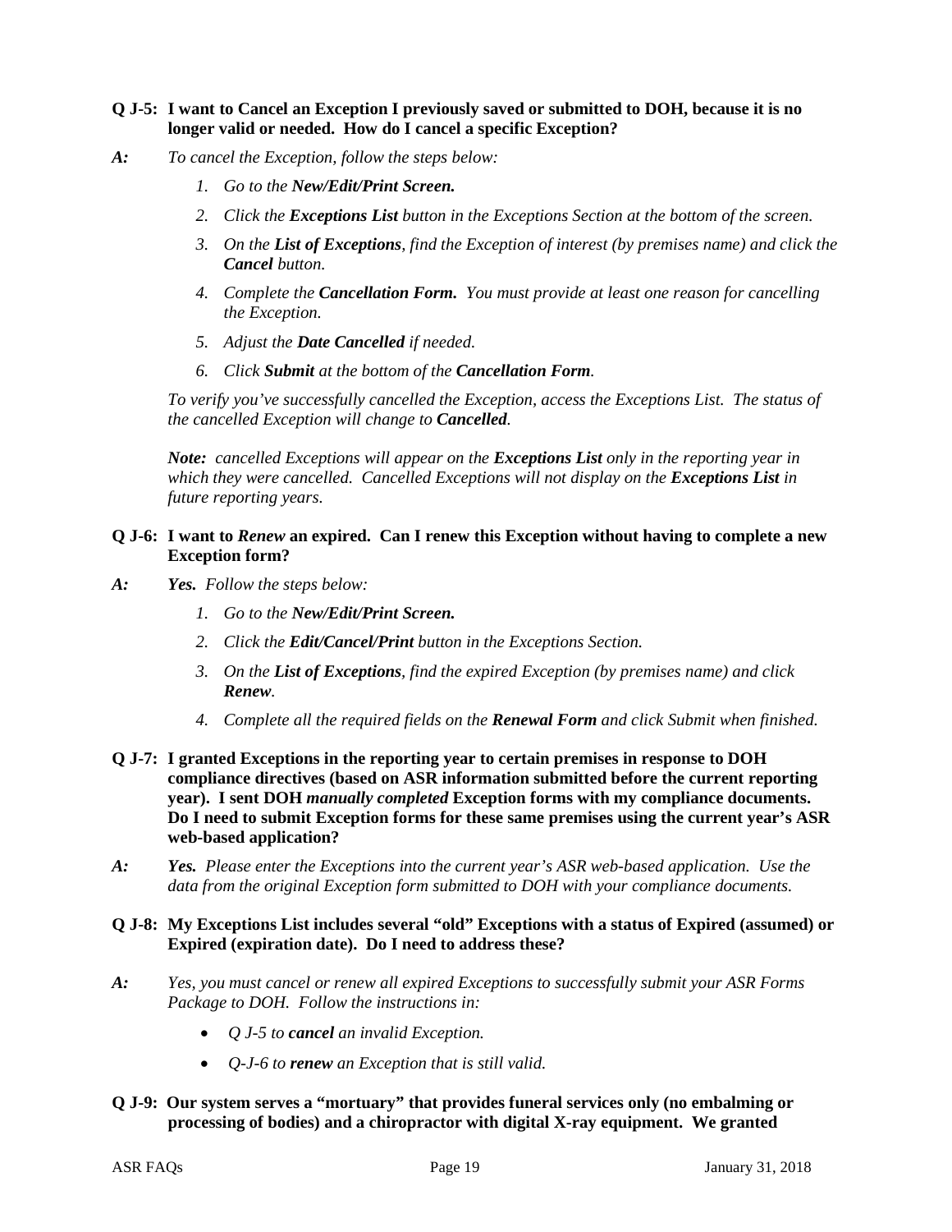**Q J-5: I want to Cancel an Exception I previously saved or submitted to DOH, because it is no longer valid or needed. How do I cancel a specific Exception?**

***A:*** *To cancel the Exception, follow the steps below:*

1. *Go to the **New/Edit/Print Screen.***
2. *Click the **Exceptions List** button in the Exceptions Section at the bottom of the screen.*
3. *On the **List of Exceptions**, find the Exception of interest (by premises name) and click the **Cancel** button.*
4. *Complete the **Cancellation Form.** You must provide at least one reason for cancelling the Exception.*
5. *Adjust the **Date Cancelled** if needed.*
6. *Click **Submit** at the bottom of the **Cancellation Form**.*

*To verify you've successfully cancelled the Exception, access the Exceptions List. The status of the cancelled Exception will change to **Cancelled**.*

***Note:** cancelled Exceptions will appear on the **Exceptions List** only in the reporting year in which they were cancelled. Cancelled Exceptions will not display on the **Exceptions List** in future reporting years.*

**Q J-6: I want to *Renew* an expired. Can I renew this Exception without having to complete a new Exception form?**

***A:*** ***Yes.** Follow the steps below:*

1. *Go to the **New/Edit/Print Screen.***
2. *Click the **Edit/Cancel/Print** button in the Exceptions Section.*
3. *On the **List of Exceptions**, find the expired Exception (by premises name) and click **Renew**.*
4. *Complete all the required fields on the **Renewal Form** and click Submit when finished.*

**Q J-7: I granted Exceptions in the reporting year to certain premises in response to DOH compliance directives (based on ASR information submitted before the current reporting year). I sent DOH *manually completed* Exception forms with my compliance documents. Do I need to submit Exception forms for these same premises using the current year's ASR web-based application?**

***A:*** ***Yes.** Please enter the Exceptions into the current year's ASR web-based application. Use the data from the original Exception form submitted to DOH with your compliance documents.*

**Q J-8: My Exceptions List includes several "old" Exceptions with a status of Expired (assumed) or Expired (expiration date). Do I need to address these?**

***A:*** *Yes, you must cancel or renew all expired Exceptions to successfully submit your ASR Forms Package to DOH. Follow the instructions in:*

- *Q J-5 to **cancel** an invalid Exception.*
- *Q-J-6 to **renew** an Exception that is still valid.*

**Q J-9: Our system serves a "mortuary" that provides funeral services only (no embalming or processing of bodies) and a chiropractor with digital X-ray equipment. We granted**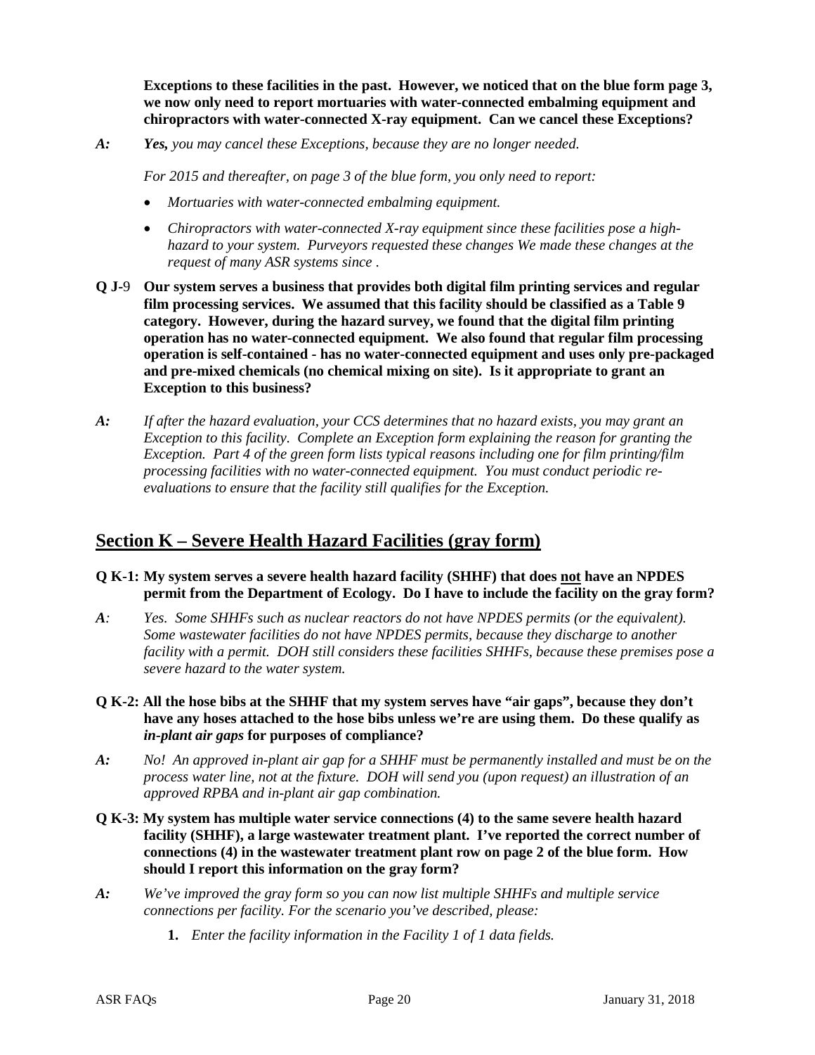**Exceptions to these facilities in the past. However, we noticed that on the blue form page 3, we now only need to report mortuaries with water-connected embalming equipment and chiropractors with water-connected X-ray equipment. Can we cancel these Exceptions?**

*A:* ***Yes,*** *you may cancel these Exceptions, because they are no longer needed.*

*For 2015 and thereafter, on page 3 of the blue form, you only need to report:*

- *Mortuaries with water-connected embalming equipment.*
- *Chiropractors with water-connected X-ray equipment since these facilities pose a high-hazard to your system. Purveyors requested these changes We made these changes at the request of many ASR systems since .*

**Q J-9 Our system serves a business that provides both digital film printing services and regular film processing services. We assumed that this facility should be classified as a Table 9 category. However, during the hazard survey, we found that the digital film printing operation has no water-connected equipment. We also found that regular film processing operation is self-contained - has no water-connected equipment and uses only pre-packaged and pre-mixed chemicals (no chemical mixing on site). Is it appropriate to grant an Exception to this business?**

*A:* *If after the hazard evaluation, your CCS determines that no hazard exists, you may grant an Exception to this facility. Complete an Exception form explaining the reason for granting the Exception. Part 4 of the green form lists typical reasons including one for film printing/film processing facilities with no water-connected equipment. You must conduct periodic re-evaluations to ensure that the facility still qualifies for the Exception.*

## Section K – Severe Health Hazard Facilities (gray form)

**Q K-1: My system serves a severe health hazard facility (SHHF) that does <u>not</u> have an NPDES permit from the Department of Ecology. Do I have to include the facility on the gray form?**

*A:* *Yes. Some SHHFs such as nuclear reactors do not have NPDES permits (or the equivalent). Some wastewater facilities do not have NPDES permits, because they discharge to another facility with a permit. DOH still considers these facilities SHHFs, because these premises pose a severe hazard to the water system.*

**Q K-2: All the hose bibs at the SHHF that my system serves have "air gaps", because they don't have any hoses attached to the hose bibs unless we're are using them. Do these qualify as *in-plant air gaps* for purposes of compliance?**

*A:* *No! An approved in-plant air gap for a SHHF must be permanently installed and must be on the process water line, not at the fixture. DOH will send you (upon request) an illustration of an approved RPBA and in-plant air gap combination.*

**Q K-3: My system has multiple water service connections (4) to the same severe health hazard facility (SHHF), a large wastewater treatment plant. I've reported the correct number of connections (4) in the wastewater treatment plant row on page 2 of the blue form. How should I report this information on the gray form?**

*A:* *We've improved the gray form so you can now list multiple SHHFs and multiple service connections per facility. For the scenario you've described, please:*

1. *Enter the facility information in the Facility 1 of 1 data fields.*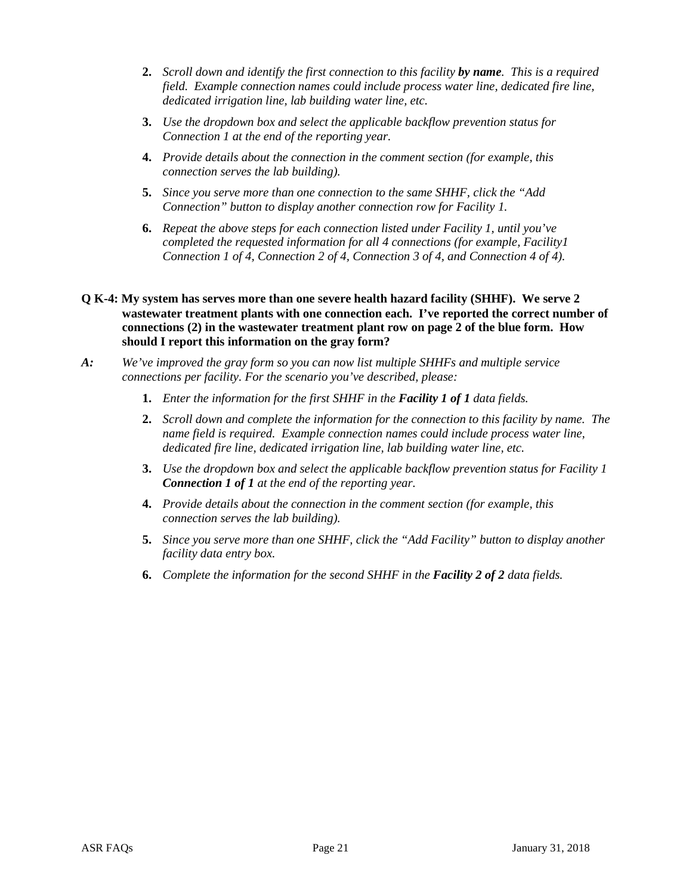2. *Scroll down and identify the first connection to this facility **by name**. This is a required field. Example connection names could include process water line, dedicated fire line, dedicated irrigation line, lab building water line, etc.*
3. *Use the dropdown box and select the applicable backflow prevention status for Connection 1 at the end of the reporting year.*
4. *Provide details about the connection in the comment section (for example, this connection serves the lab building).*
5. *Since you serve more than one connection to the same SHHF, click the "Add Connection" button to display another connection row for Facility 1.*
6. *Repeat the above steps for each connection listed under Facility 1, until you've completed the requested information for all 4 connections (for example, Facility1 Connection 1 of 4, Connection 2 of 4, Connection 3 of 4, and Connection 4 of 4).*

**Q K-4: My system has serves more than one severe health hazard facility (SHHF). We serve 2 wastewater treatment plants with one connection each. I've reported the correct number of connections (2) in the wastewater treatment plant row on page 2 of the blue form. How should I report this information on the gray form?**

***A:*** *We've improved the gray form so you can now list multiple SHHFs and multiple service connections per facility. For the scenario you've described, please:*

1. *Enter the information for the first SHHF in the **Facility 1 of 1** data fields.*
2. *Scroll down and complete the information for the connection to this facility by name. The name field is required. Example connection names could include process water line, dedicated fire line, dedicated irrigation line, lab building water line, etc.*
3. *Use the dropdown box and select the applicable backflow prevention status for Facility 1 **Connection 1 of 1** at the end of the reporting year.*
4. *Provide details about the connection in the comment section (for example, this connection serves the lab building).*
5. *Since you serve more than one SHHF, click the "Add Facility" button to display another facility data entry box.*
6. *Complete the information for the second SHHF in the **Facility 2 of 2** data fields.*